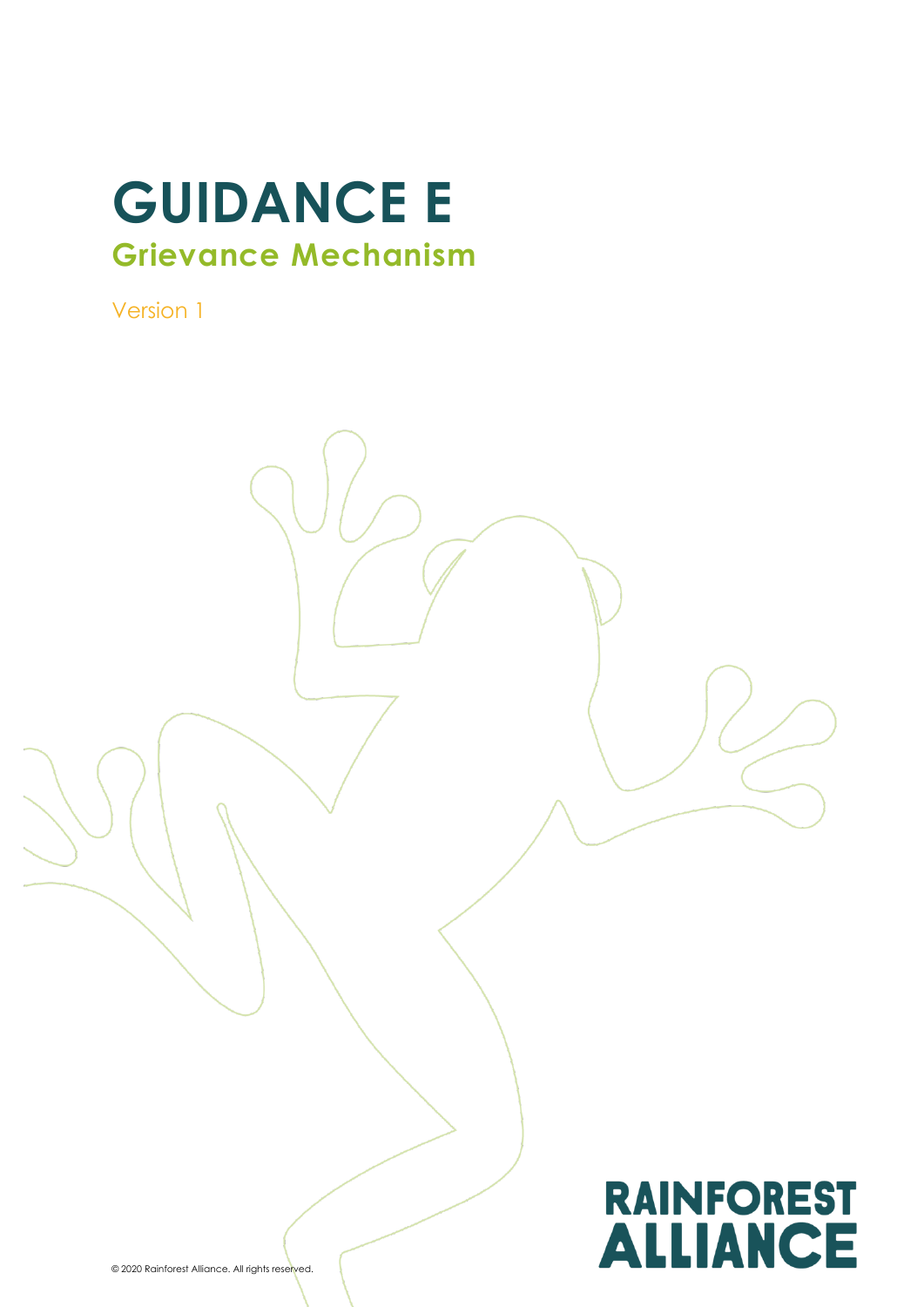# GUIDANCE E

## Grievance Mechanism

Version 1

RAINFOREST ALLIANCE

© 2020 Rainforest Alliance. All rights reserved.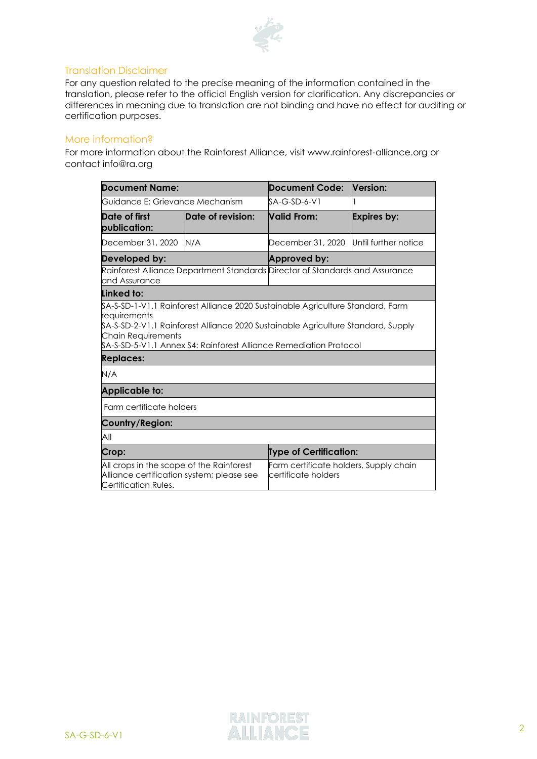## Translation Disclaimer

For any question related to the precise meaning of the information contained in the translation, please refer to the official English version for clarification. Any discrepancies or differences in meaning due to translation are not binding and have no effect for auditing or certification purposes.

## More information?

For more information about the Rainforest Alliance, visit www.rainforest-alliance.org or contact info@ra.org

| **Document Name:** | | **Document Code:** | **Version:** |
|---|---|---|---|
| Guidance E: Grievance Mechanism | | SA-G-SD-6-V1 | 1 |
| **Date of first publication:** | **Date of revision:** | **Valid From:** | **Expires by:** |
| December 31, 2020 | N/A | December 31, 2020 | Until further notice |
| **Developed by:** | | **Approved by:** | |
| Rainforest Alliance Department Standards and Assurance | | Director of Standards and Assurance | |
| **Linked to:** | | | |
| SA-S-SD-1-V1.1 Rainforest Alliance 2020 Sustainable Agriculture Standard, Farm requirements<br>SA-S-SD-2-V1.1 Rainforest Alliance 2020 Sustainable Agriculture Standard, Supply Chain Requirements<br>SA-S-SD-5-V1.1 Annex S4: Rainforest Alliance Remediation Protocol | | | |
| **Replaces:** | | | |
| N/A | | | |
| **Applicable to:** | | | |
| Farm certificate holders | | | |
| **Country/Region:** | | | |
| All | | | |
| **Crop:** | | **Type of Certification:** | |
| All crops in the scope of the Rainforest Alliance certification system; please see Certification Rules. | | Farm certificate holders, Supply chain certificate holders | |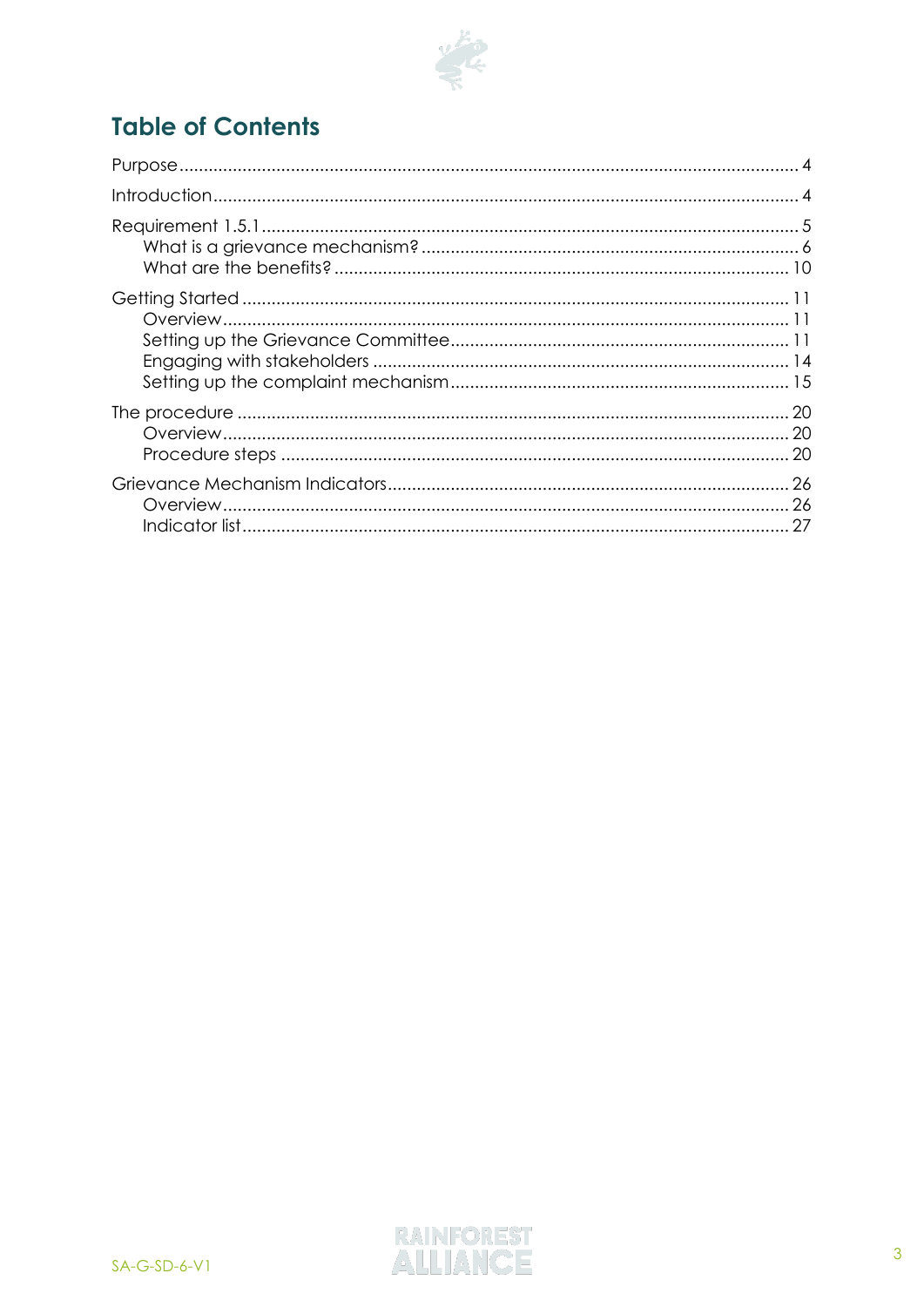## Table of Contents

- Purpose ..... 4
- Introduction ..... 4
- Requirement 1.5.1 ..... 5
  - What is a grievance mechanism? ..... 6
  - What are the benefits? ..... 10
- Getting Started ..... 11
  - Overview ..... 11
  - Setting up the Grievance Committee ..... 11
  - Engaging with stakeholders ..... 14
  - Setting up the complaint mechanism ..... 15
- The procedure ..... 20
  - Overview ..... 20
  - Procedure steps ..... 20
- Grievance Mechanism Indicators ..... 26
  - Overview ..... 26
  - Indicator list ..... 27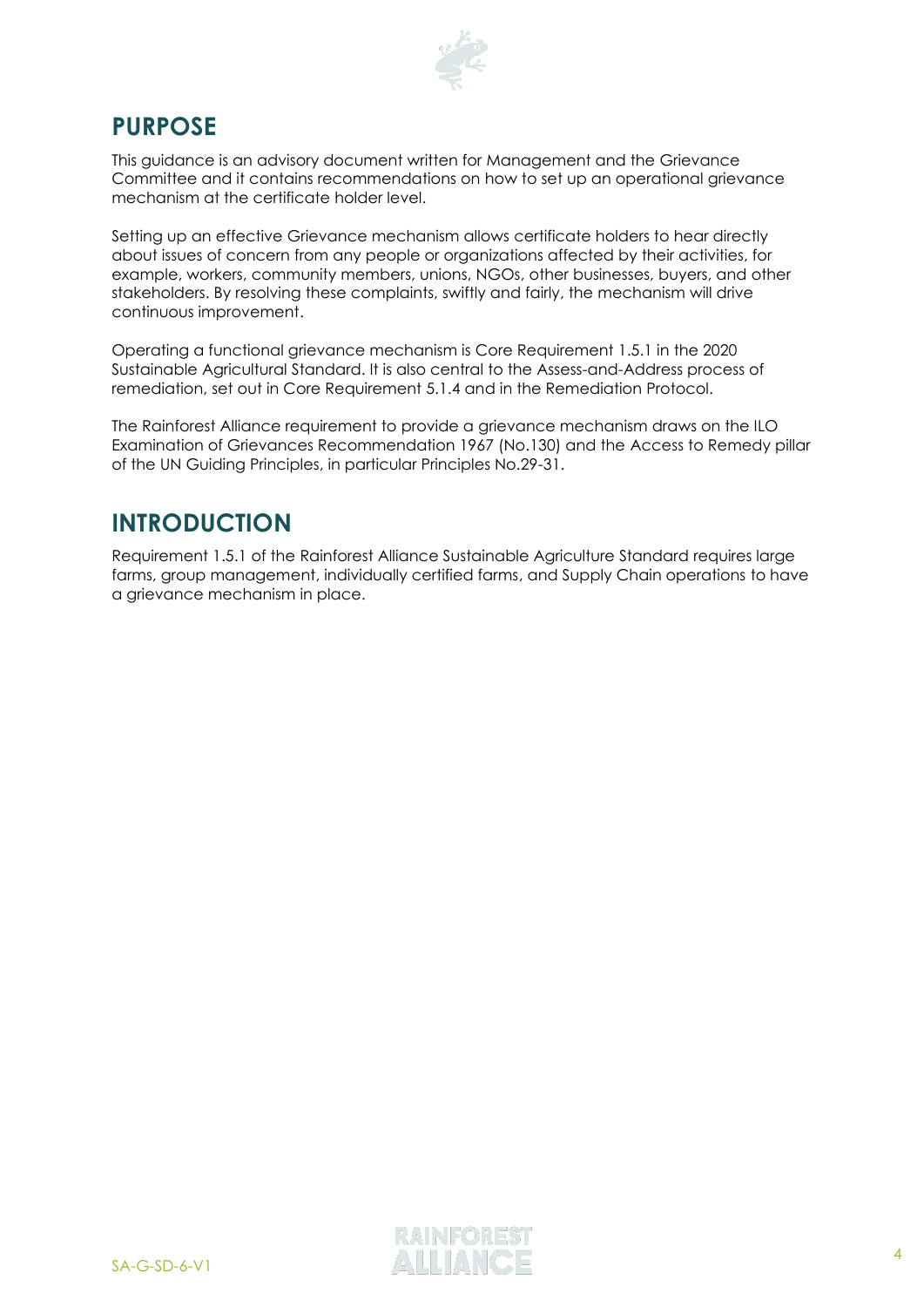## PURPOSE

This guidance is an advisory document written for Management and the Grievance Committee and it contains recommendations on how to set up an operational grievance mechanism at the certificate holder level.

Setting up an effective Grievance mechanism allows certificate holders to hear directly about issues of concern from any people or organizations affected by their activities, for example, workers, community members, unions, NGOs, other businesses, buyers, and other stakeholders. By resolving these complaints, swiftly and fairly, the mechanism will drive continuous improvement.

Operating a functional grievance mechanism is Core Requirement 1.5.1 in the 2020 Sustainable Agricultural Standard. It is also central to the Assess-and-Address process of remediation, set out in Core Requirement 5.1.4 and in the Remediation Protocol.

The Rainforest Alliance requirement to provide a grievance mechanism draws on the ILO Examination of Grievances Recommendation 1967 (No.130) and the Access to Remedy pillar of the UN Guiding Principles, in particular Principles No.29-31.

## INTRODUCTION

Requirement 1.5.1 of the Rainforest Alliance Sustainable Agriculture Standard requires large farms, group management, individually certified farms, and Supply Chain operations to have a grievance mechanism in place.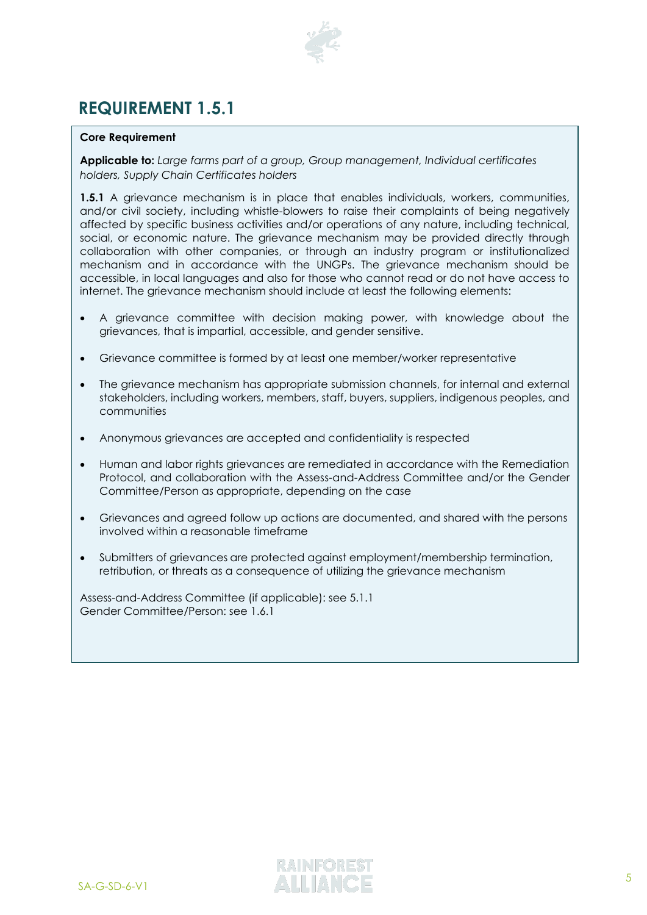# REQUIREMENT 1.5.1

**Core Requirement**

**Applicable to:** *Large farms part of a group, Group management, Individual certificates holders, Supply Chain Certificates holders*

**1.5.1** A grievance mechanism is in place that enables individuals, workers, communities, and/or civil society, including whistle-blowers to raise their complaints of being negatively affected by specific business activities and/or operations of any nature, including technical, social, or economic nature. The grievance mechanism may be provided directly through collaboration with other companies, or through an industry program or institutionalized mechanism and in accordance with the UNGPs. The grievance mechanism should be accessible, in local languages and also for those who cannot read or do not have access to internet. The grievance mechanism should include at least the following elements:

- A grievance committee with decision making power, with knowledge about the grievances, that is impartial, accessible, and gender sensitive.
- Grievance committee is formed by at least one member/worker representative
- The grievance mechanism has appropriate submission channels, for internal and external stakeholders, including workers, members, staff, buyers, suppliers, indigenous peoples, and communities
- Anonymous grievances are accepted and confidentiality is respected
- Human and labor rights grievances are remediated in accordance with the Remediation Protocol, and collaboration with the Assess-and-Address Committee and/or the Gender Committee/Person as appropriate, depending on the case
- Grievances and agreed follow up actions are documented, and shared with the persons involved within a reasonable timeframe
- Submitters of grievances are protected against employment/membership termination, retribution, or threats as a consequence of utilizing the grievance mechanism

Assess-and-Address Committee (if applicable): see 5.1.1
Gender Committee/Person: see 1.6.1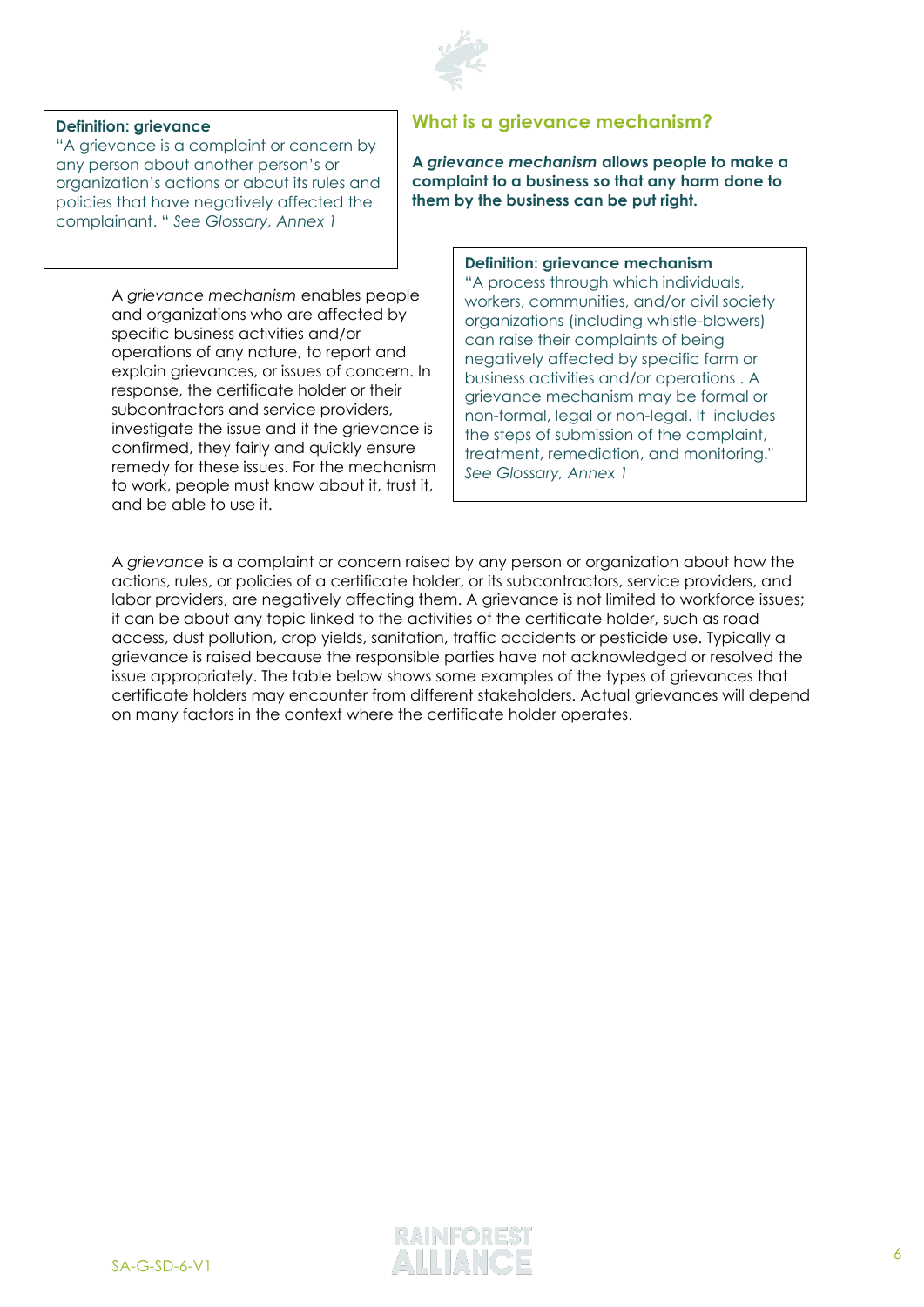**Definition: grievance**
"A grievance is a complaint or concern by any person about another person's or organization's actions or about its rules and policies that have negatively affected the complainant. " *See Glossary, Annex 1*

## What is a grievance mechanism?

**A *grievance mechanism* allows people to make a complaint to a business so that any harm done to them by the business can be put right.**

A *grievance mechanism* enables people and organizations who are affected by specific business activities and/or operations of any nature, to report and explain grievances, or issues of concern. In response, the certificate holder or their subcontractors and service providers, investigate the issue and if the grievance is confirmed, they fairly and quickly ensure remedy for these issues. For the mechanism to work, people must know about it, trust it, and be able to use it.

**Definition: grievance mechanism**
"A process through which individuals, workers, communities, and/or civil society organizations (including whistle-blowers) can raise their complaints of being negatively affected by specific farm or business activities and/or operations . A grievance mechanism may be formal or non-formal, legal or non-legal. It includes the steps of submission of the complaint, treatment, remediation, and monitoring." *See Glossary, Annex 1*

A *grievance* is a complaint or concern raised by any person or organization about how the actions, rules, or policies of a certificate holder, or its subcontractors, service providers, and labor providers, are negatively affecting them. A grievance is not limited to workforce issues; it can be about any topic linked to the activities of the certificate holder, such as road access, dust pollution, crop yields, sanitation, traffic accidents or pesticide use. Typically a grievance is raised because the responsible parties have not acknowledged or resolved the issue appropriately. The table below shows some examples of the types of grievances that certificate holders may encounter from different stakeholders. Actual grievances will depend on many factors in the context where the certificate holder operates.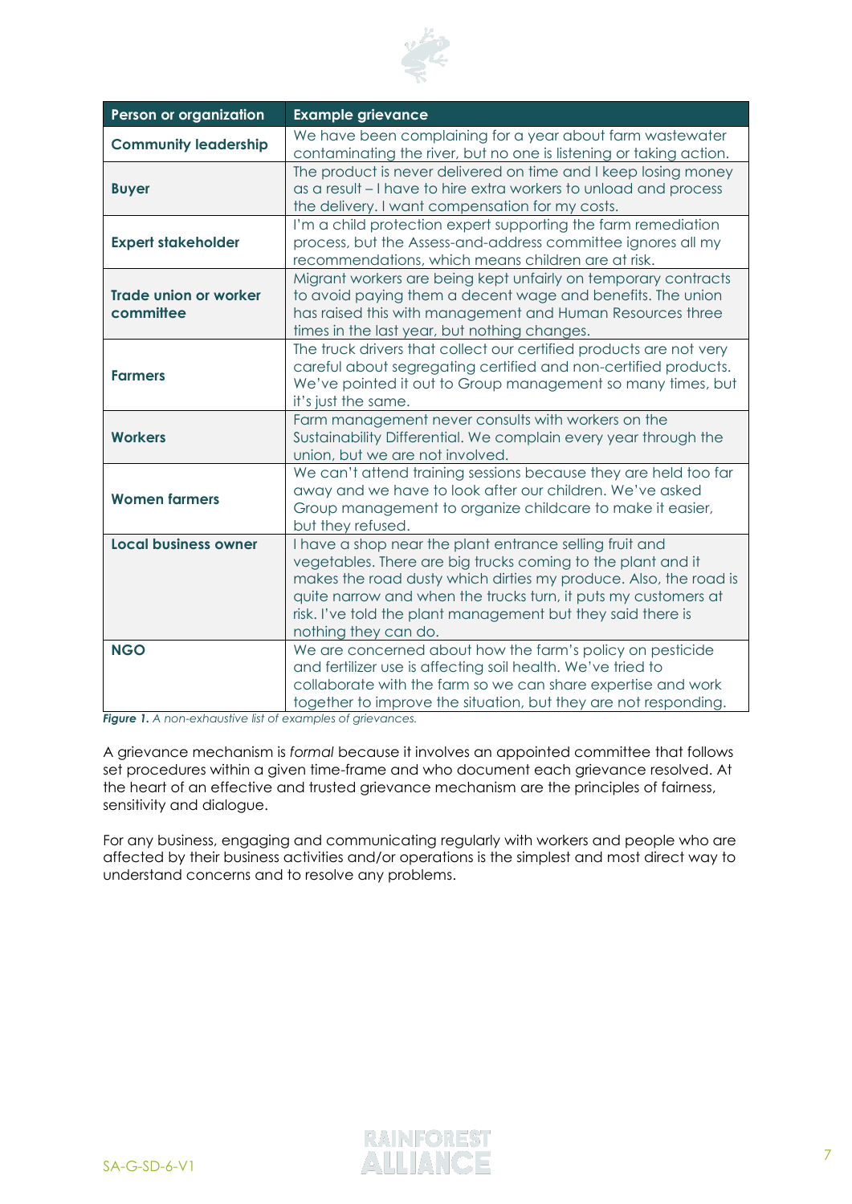| Person or organization | Example grievance |
|---|---|
| **Community leadership** | We have been complaining for a year about farm wastewater contaminating the river, but no one is listening or taking action. |
| **Buyer** | The product is never delivered on time and I keep losing money as a result – I have to hire extra workers to unload and process the delivery. I want compensation for my costs. |
| **Expert stakeholder** | I'm a child protection expert supporting the farm remediation process, but the Assess-and-address committee ignores all my recommendations, which means children are at risk. |
| **Trade union or worker committee** | Migrant workers are being kept unfairly on temporary contracts to avoid paying them a decent wage and benefits. The union has raised this with management and Human Resources three times in the last year, but nothing changes. |
| **Farmers** | The truck drivers that collect our certified products are not very careful about segregating certified and non-certified products. We've pointed it out to Group management so many times, but it's just the same. |
| **Workers** | Farm management never consults with workers on the Sustainability Differential. We complain every year through the union, but we are not involved. |
| **Women farmers** | We can't attend training sessions because they are held too far away and we have to look after our children. We've asked Group management to organize childcare to make it easier, but they refused. |
| **Local business owner** | I have a shop near the plant entrance selling fruit and vegetables. There are big trucks coming to the plant and it makes the road dusty which dirties my produce. Also, the road is quite narrow and when the trucks turn, it puts my customers at risk. I've told the plant management but they said there is nothing they can do. |
| **NGO** | We are concerned about how the farm's policy on pesticide and fertilizer use is affecting soil health. We've tried to collaborate with the farm so we can share expertise and work together to improve the situation, but they are not responding. |

***Figure 1.*** *A non-exhaustive list of examples of grievances.*

A grievance mechanism is *formal* because it involves an appointed committee that follows set procedures within a given time-frame and who document each grievance resolved. At the heart of an effective and trusted grievance mechanism are the principles of fairness, sensitivity and dialogue.

For any business, engaging and communicating regularly with workers and people who are affected by their business activities and/or operations is the simplest and most direct way to understand concerns and to resolve any problems.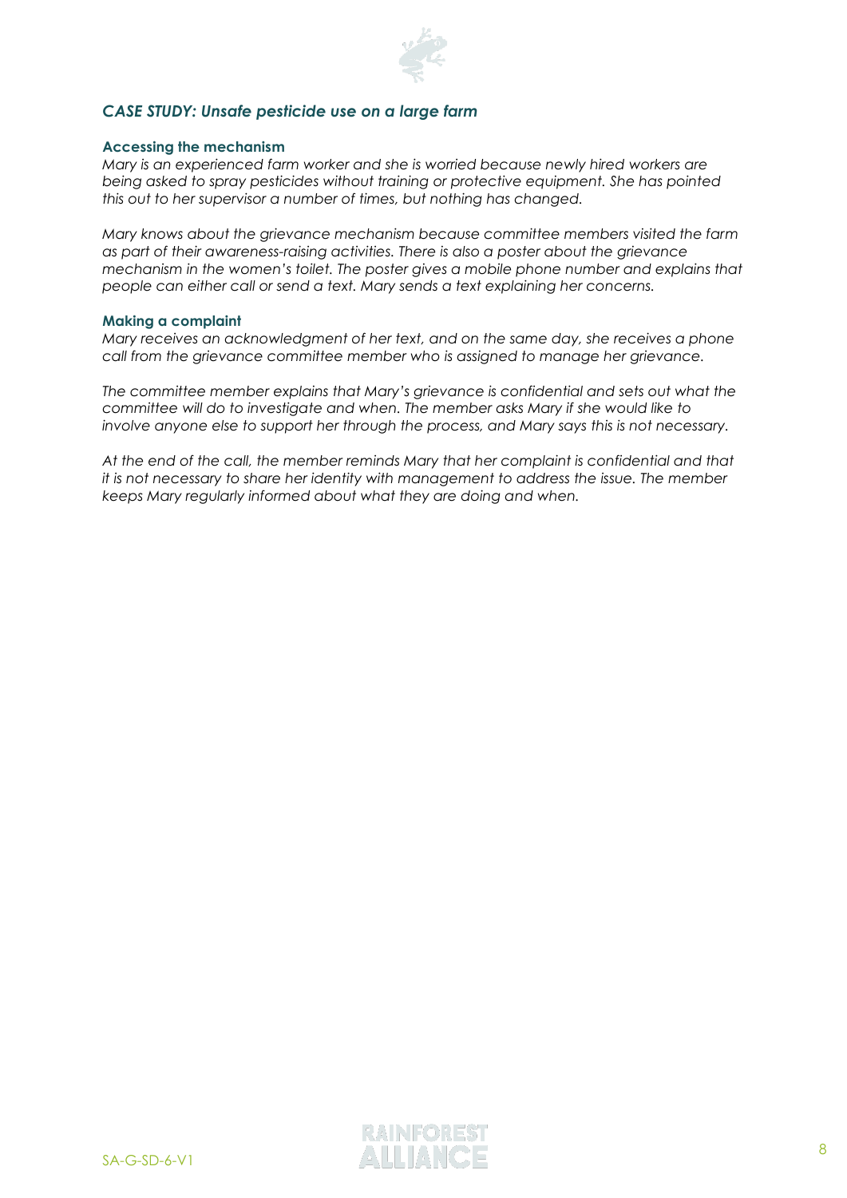### *CASE STUDY: Unsafe pesticide use on a large farm*

**Accessing the mechanism**

*Mary is an experienced farm worker and she is worried because newly hired workers are being asked to spray pesticides without training or protective equipment. She has pointed this out to her supervisor a number of times, but nothing has changed.*

*Mary knows about the grievance mechanism because committee members visited the farm as part of their awareness-raising activities. There is also a poster about the grievance mechanism in the women's toilet. The poster gives a mobile phone number and explains that people can either call or send a text. Mary sends a text explaining her concerns.*

**Making a complaint**

*Mary receives an acknowledgment of her text, and on the same day, she receives a phone call from the grievance committee member who is assigned to manage her grievance.*

*The committee member explains that Mary's grievance is confidential and sets out what the committee will do to investigate and when. The member asks Mary if she would like to involve anyone else to support her through the process, and Mary says this is not necessary.*

*At the end of the call, the member reminds Mary that her complaint is confidential and that it is not necessary to share her identity with management to address the issue. The member keeps Mary regularly informed about what they are doing and when.*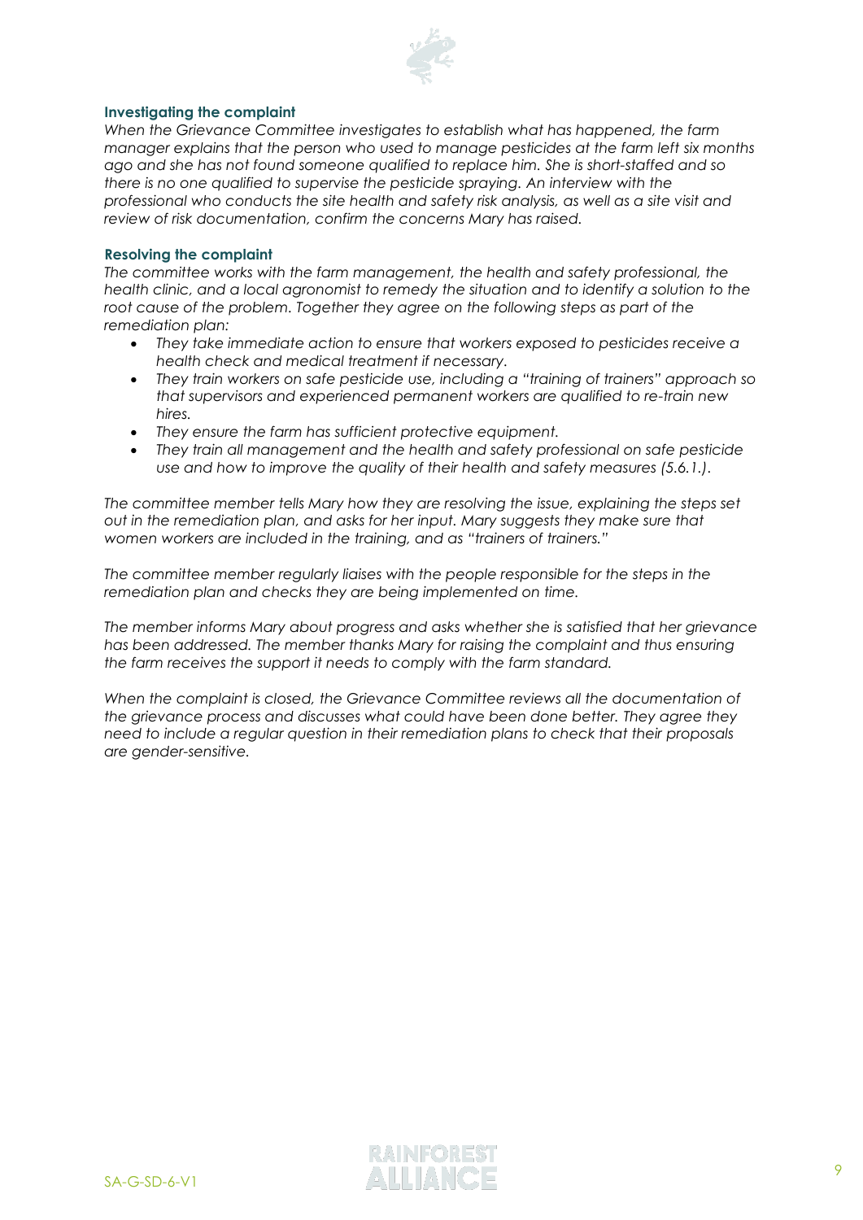### Investigating the complaint

*When the Grievance Committee investigates to establish what has happened, the farm manager explains that the person who used to manage pesticides at the farm left six months ago and she has not found someone qualified to replace him. She is short-staffed and so there is no one qualified to supervise the pesticide spraying. An interview with the professional who conducts the site health and safety risk analysis, as well as a site visit and review of risk documentation, confirm the concerns Mary has raised.*

### Resolving the complaint

*The committee works with the farm management, the health and safety professional, the health clinic, and a local agronomist to remedy the situation and to identify a solution to the root cause of the problem. Together they agree on the following steps as part of the remediation plan:*

- *They take immediate action to ensure that workers exposed to pesticides receive a health check and medical treatment if necessary.*
- *They train workers on safe pesticide use, including a "training of trainers" approach so that supervisors and experienced permanent workers are qualified to re-train new hires.*
- *They ensure the farm has sufficient protective equipment.*
- *They train all management and the health and safety professional on safe pesticide use and how to improve the quality of their health and safety measures (5.6.1.).*

*The committee member tells Mary how they are resolving the issue, explaining the steps set out in the remediation plan, and asks for her input. Mary suggests they make sure that women workers are included in the training, and as "trainers of trainers."*

*The committee member regularly liaises with the people responsible for the steps in the remediation plan and checks they are being implemented on time.*

*The member informs Mary about progress and asks whether she is satisfied that her grievance has been addressed. The member thanks Mary for raising the complaint and thus ensuring the farm receives the support it needs to comply with the farm standard.*

*When the complaint is closed, the Grievance Committee reviews all the documentation of the grievance process and discusses what could have been done better. They agree they need to include a regular question in their remediation plans to check that their proposals are gender-sensitive.*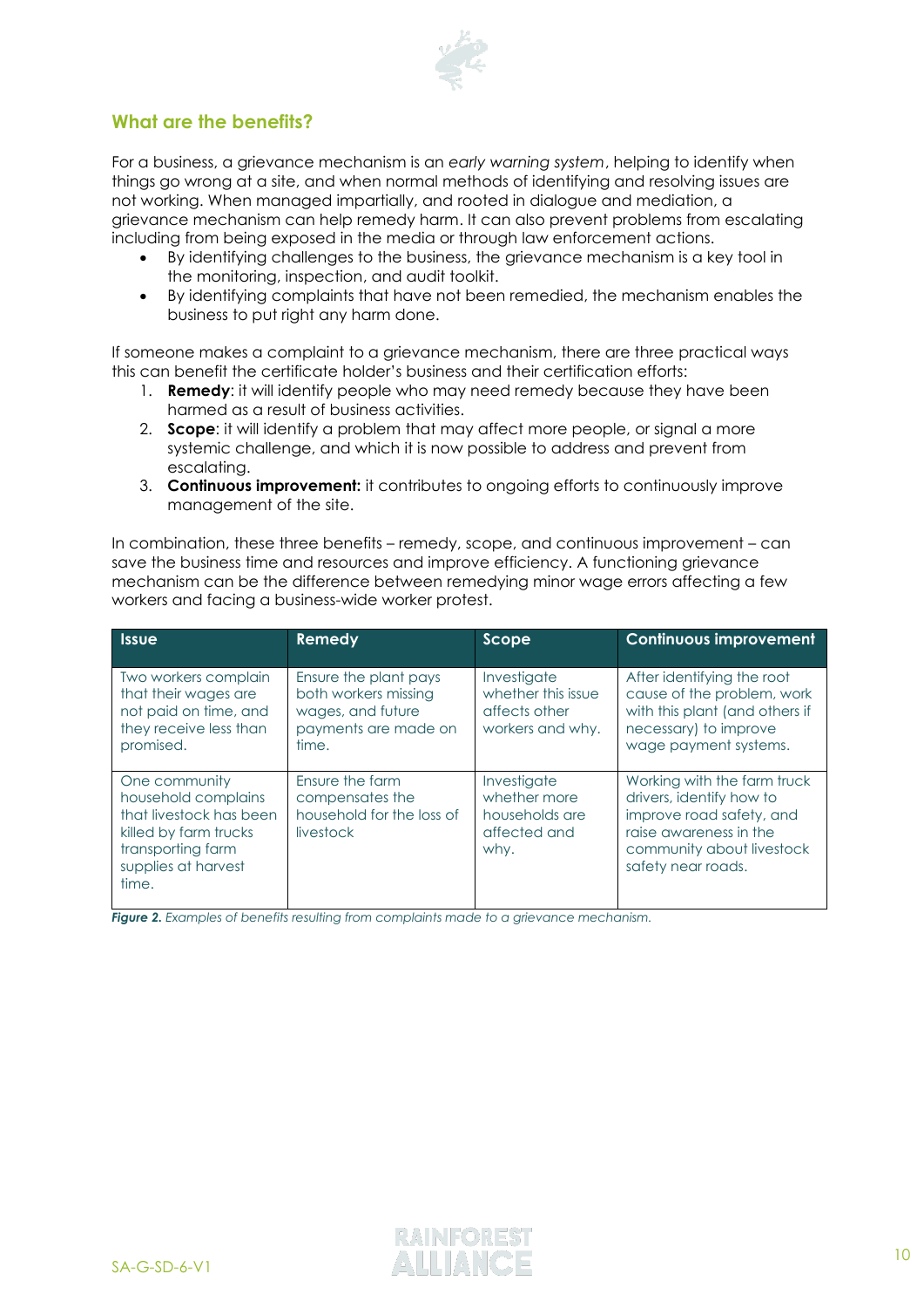## What are the benefits?

For a business, a grievance mechanism is an *early warning system*, helping to identify when things go wrong at a site, and when normal methods of identifying and resolving issues are not working. When managed impartially, and rooted in dialogue and mediation, a grievance mechanism can help remedy harm. It can also prevent problems from escalating including from being exposed in the media or through law enforcement actions.

- By identifying challenges to the business, the grievance mechanism is a key tool in the monitoring, inspection, and audit toolkit.
- By identifying complaints that have not been remedied, the mechanism enables the business to put right any harm done.

If someone makes a complaint to a grievance mechanism, there are three practical ways this can benefit the certificate holder's business and their certification efforts:

1. **Remedy**: it will identify people who may need remedy because they have been harmed as a result of business activities.
2. **Scope**: it will identify a problem that may affect more people, or signal a more systemic challenge, and which it is now possible to address and prevent from escalating.
3. **Continuous improvement:** it contributes to ongoing efforts to continuously improve management of the site.

In combination, these three benefits – remedy, scope, and continuous improvement – can save the business time and resources and improve efficiency. A functioning grievance mechanism can be the difference between remedying minor wage errors affecting a few workers and facing a business-wide worker protest.

| Issue | Remedy | Scope | Continuous improvement |
|---|---|---|---|
| Two workers complain that their wages are not paid on time, and they receive less than promised. | Ensure the plant pays both workers missing wages, and future payments are made on time. | Investigate whether this issue affects other workers and why. | After identifying the root cause of the problem, work with this plant (and others if necessary) to improve wage payment systems. |
| One community household complains that livestock has been killed by farm trucks transporting farm supplies at harvest time. | Ensure the farm compensates the household for the loss of livestock | Investigate whether more households are affected and why. | Working with the farm truck drivers, identify how to improve road safety, and raise awareness in the community about livestock safety near roads. |

***Figure 2.*** *Examples of benefits resulting from complaints made to a grievance mechanism.*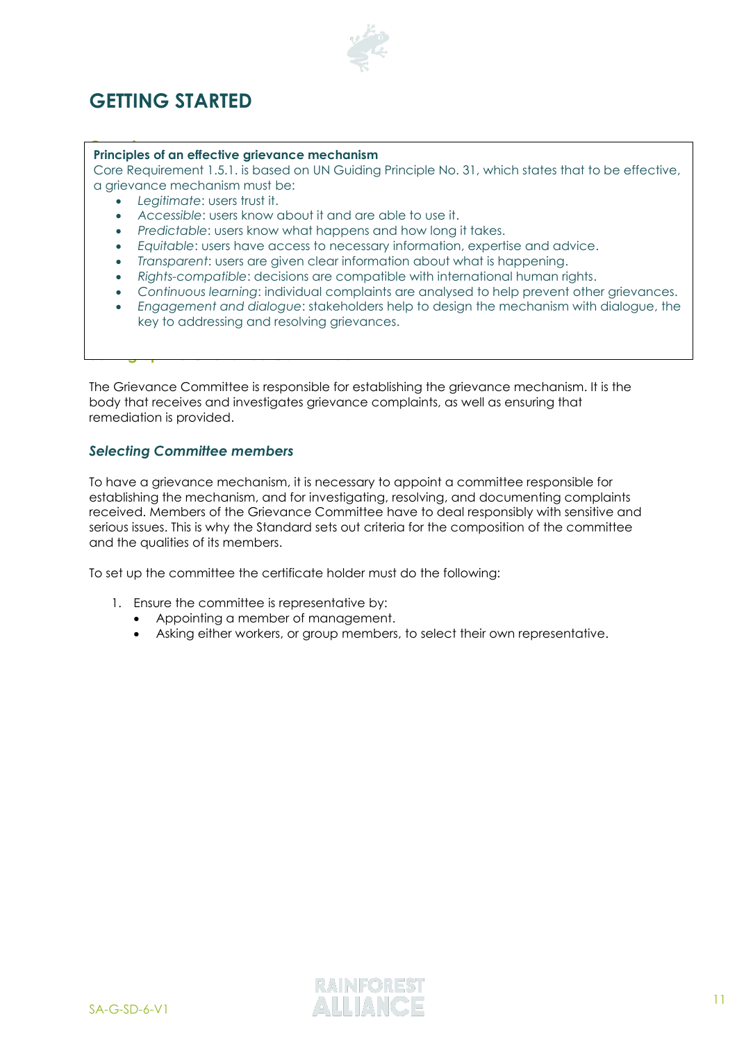# GETTING STARTED

**Principles of an effective grievance mechanism**

Core Requirement 1.5.1. is based on UN Guiding Principle No. 31, which states that to be effective, a grievance mechanism must be:

- *Legitimate*: users trust it.
- *Accessible*: users know about it and are able to use it.
- *Predictable*: users know what happens and how long it takes.
- *Equitable*: users have access to necessary information, expertise and advice.
- *Transparent*: users are given clear information about what is happening.
- *Rights-compatible*: decisions are compatible with international human rights.
- *Continuous learning*: individual complaints are analysed to help prevent other grievances.
- *Engagement and dialogue*: stakeholders help to design the mechanism with dialogue, the key to addressing and resolving grievances.

The Grievance Committee is responsible for establishing the grievance mechanism. It is the body that receives and investigates grievance complaints, as well as ensuring that remediation is provided.

### *Selecting Committee members*

To have a grievance mechanism, it is necessary to appoint a committee responsible for establishing the mechanism, and for investigating, resolving, and documenting complaints received. Members of the Grievance Committee have to deal responsibly with sensitive and serious issues. This is why the Standard sets out criteria for the composition of the committee and the qualities of its members.

To set up the committee the certificate holder must do the following:

1. Ensure the committee is representative by:
   - Appointing a member of management.
   - Asking either workers, or group members, to select their own representative.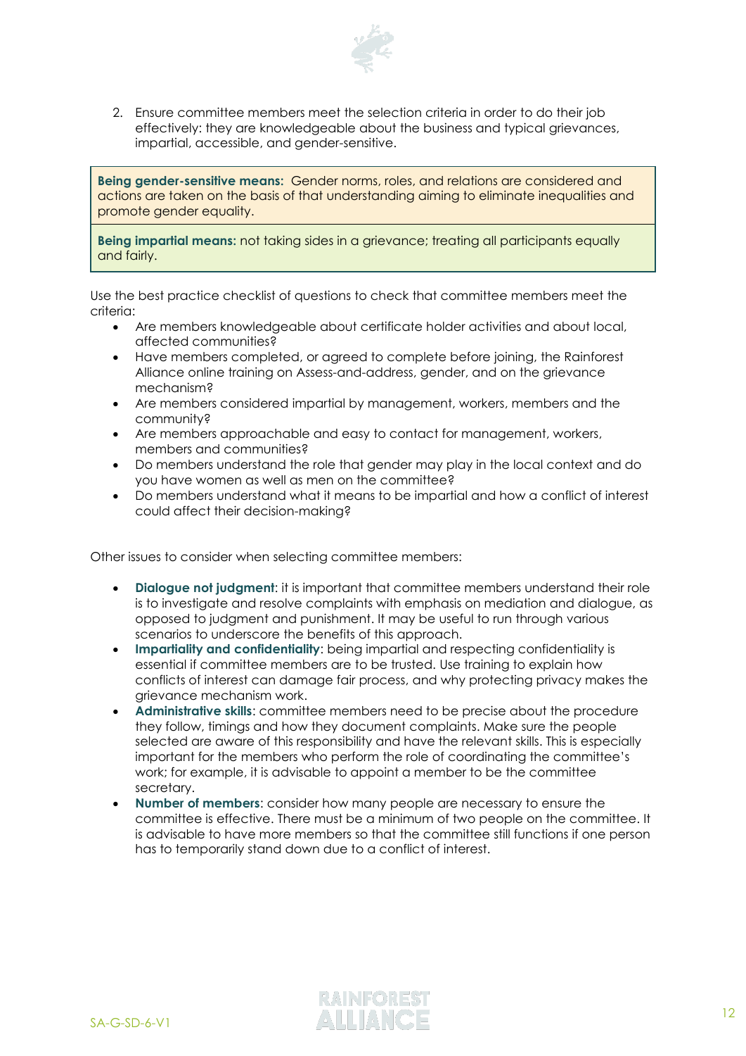2. Ensure committee members meet the selection criteria in order to do their job effectively: they are knowledgeable about the business and typical grievances, impartial, accessible, and gender-sensitive.

> **Being gender-sensitive means:** Gender norms, roles, and relations are considered and actions are taken on the basis of that understanding aiming to eliminate inequalities and promote gender equality.
>
> **Being impartial means:** not taking sides in a grievance; treating all participants equally and fairly.

Use the best practice checklist of questions to check that committee members meet the criteria:

- Are members knowledgeable about certificate holder activities and about local, affected communities?
- Have members completed, or agreed to complete before joining, the Rainforest Alliance online training on Assess-and-address, gender, and on the grievance mechanism?
- Are members considered impartial by management, workers, members and the community?
- Are members approachable and easy to contact for management, workers, members and communities?
- Do members understand the role that gender may play in the local context and do you have women as well as men on the committee?
- Do members understand what it means to be impartial and how a conflict of interest could affect their decision-making?

Other issues to consider when selecting committee members:

- **Dialogue not judgment**: it is important that committee members understand their role is to investigate and resolve complaints with emphasis on mediation and dialogue, as opposed to judgment and punishment. It may be useful to run through various scenarios to underscore the benefits of this approach.
- **Impartiality and confidentiality**: being impartial and respecting confidentiality is essential if committee members are to be trusted. Use training to explain how conflicts of interest can damage fair process, and why protecting privacy makes the grievance mechanism work.
- **Administrative skills**: committee members need to be precise about the procedure they follow, timings and how they document complaints. Make sure the people selected are aware of this responsibility and have the relevant skills. This is especially important for the members who perform the role of coordinating the committee's work; for example, it is advisable to appoint a member to be the committee secretary.
- **Number of members**: consider how many people are necessary to ensure the committee is effective. There must be a minimum of two people on the committee. It is advisable to have more members so that the committee still functions if one person has to temporarily stand down due to a conflict of interest.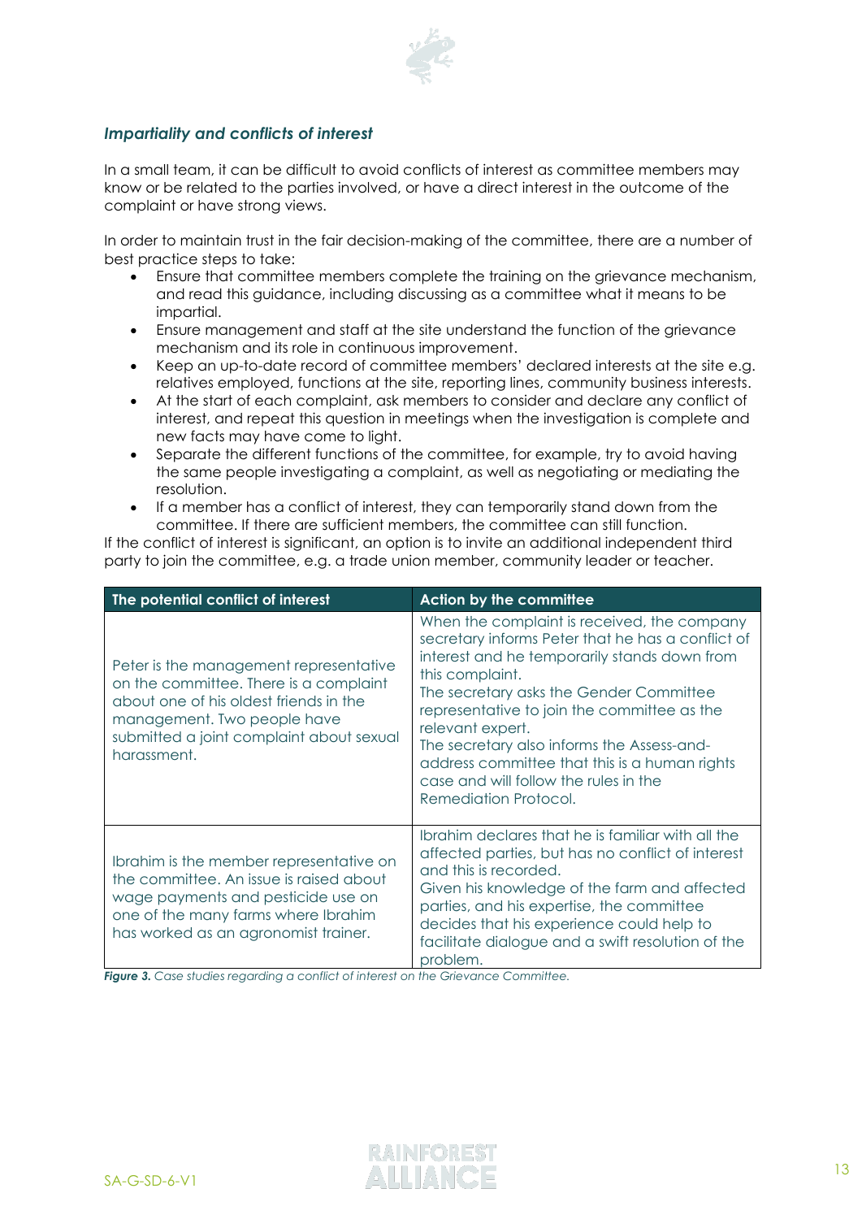### *Impartiality and conflicts of interest*

In a small team, it can be difficult to avoid conflicts of interest as committee members may know or be related to the parties involved, or have a direct interest in the outcome of the complaint or have strong views.

In order to maintain trust in the fair decision-making of the committee, there are a number of best practice steps to take:

- Ensure that committee members complete the training on the grievance mechanism, and read this guidance, including discussing as a committee what it means to be impartial.
- Ensure management and staff at the site understand the function of the grievance mechanism and its role in continuous improvement.
- Keep an up-to-date record of committee members' declared interests at the site e.g. relatives employed, functions at the site, reporting lines, community business interests.
- At the start of each complaint, ask members to consider and declare any conflict of interest, and repeat this question in meetings when the investigation is complete and new facts may have come to light.
- Separate the different functions of the committee, for example, try to avoid having the same people investigating a complaint, as well as negotiating or mediating the resolution.
- If a member has a conflict of interest, they can temporarily stand down from the committee. If there are sufficient members, the committee can still function.

If the conflict of interest is significant, an option is to invite an additional independent third party to join the committee, e.g. a trade union member, community leader or teacher.

| The potential conflict of interest | Action by the committee |
|---|---|
| Peter is the management representative on the committee. There is a complaint about one of his oldest friends in the management. Two people have submitted a joint complaint about sexual harassment. | When the complaint is received, the company secretary informs Peter that he has a conflict of interest and he temporarily stands down from this complaint. The secretary asks the Gender Committee representative to join the committee as the relevant expert. The secretary also informs the Assess-and-address committee that this is a human rights case and will follow the rules in the Remediation Protocol. |
| Ibrahim is the member representative on the committee. An issue is raised about wage payments and pesticide use on one of the many farms where Ibrahim has worked as an agronomist trainer. | Ibrahim declares that he is familiar with all the affected parties, but has no conflict of interest and this is recorded. Given his knowledge of the farm and affected parties, and his expertise, the committee decides that his experience could help to facilitate dialogue and a swift resolution of the problem. |

***Figure 3.*** *Case studies regarding a conflict of interest on the Grievance Committee.*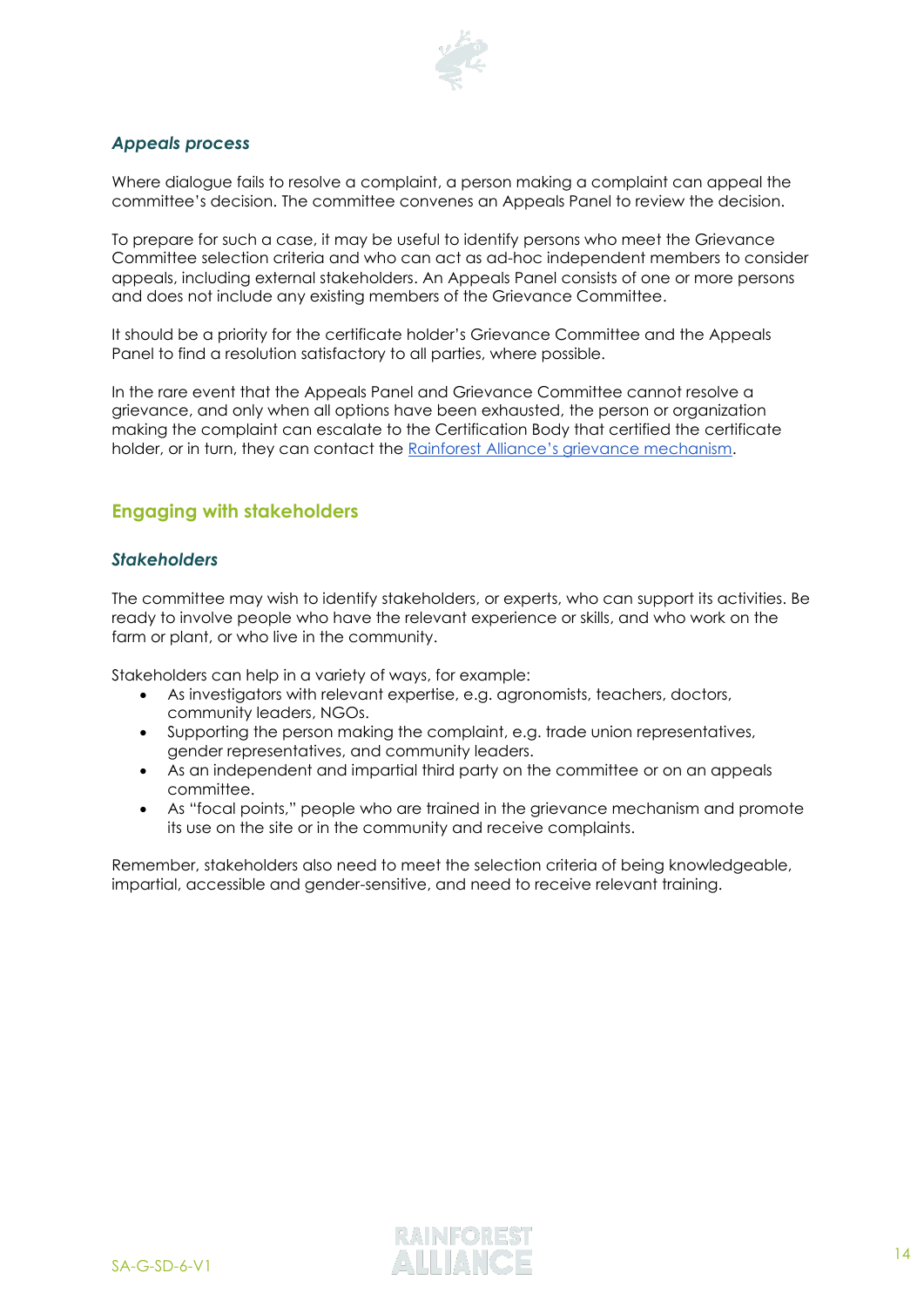### *Appeals process*

Where dialogue fails to resolve a complaint, a person making a complaint can appeal the committee's decision. The committee convenes an Appeals Panel to review the decision.

To prepare for such a case, it may be useful to identify persons who meet the Grievance Committee selection criteria and who can act as ad-hoc independent members to consider appeals, including external stakeholders. An Appeals Panel consists of one or more persons and does not include any existing members of the Grievance Committee.

It should be a priority for the certificate holder's Grievance Committee and the Appeals Panel to find a resolution satisfactory to all parties, where possible.

In the rare event that the Appeals Panel and Grievance Committee cannot resolve a grievance, and only when all options have been exhausted, the person or organization making the complaint can escalate to the Certification Body that certified the certificate holder, or in turn, they can contact the Rainforest Alliance's grievance mechanism.

## Engaging with stakeholders

### *Stakeholders*

The committee may wish to identify stakeholders, or experts, who can support its activities. Be ready to involve people who have the relevant experience or skills, and who work on the farm or plant, or who live in the community.

Stakeholders can help in a variety of ways, for example:

- As investigators with relevant expertise, e.g. agronomists, teachers, doctors, community leaders, NGOs.
- Supporting the person making the complaint, e.g. trade union representatives, gender representatives, and community leaders.
- As an independent and impartial third party on the committee or on an appeals committee.
- As "focal points," people who are trained in the grievance mechanism and promote its use on the site or in the community and receive complaints.

Remember, stakeholders also need to meet the selection criteria of being knowledgeable, impartial, accessible and gender-sensitive, and need to receive relevant training.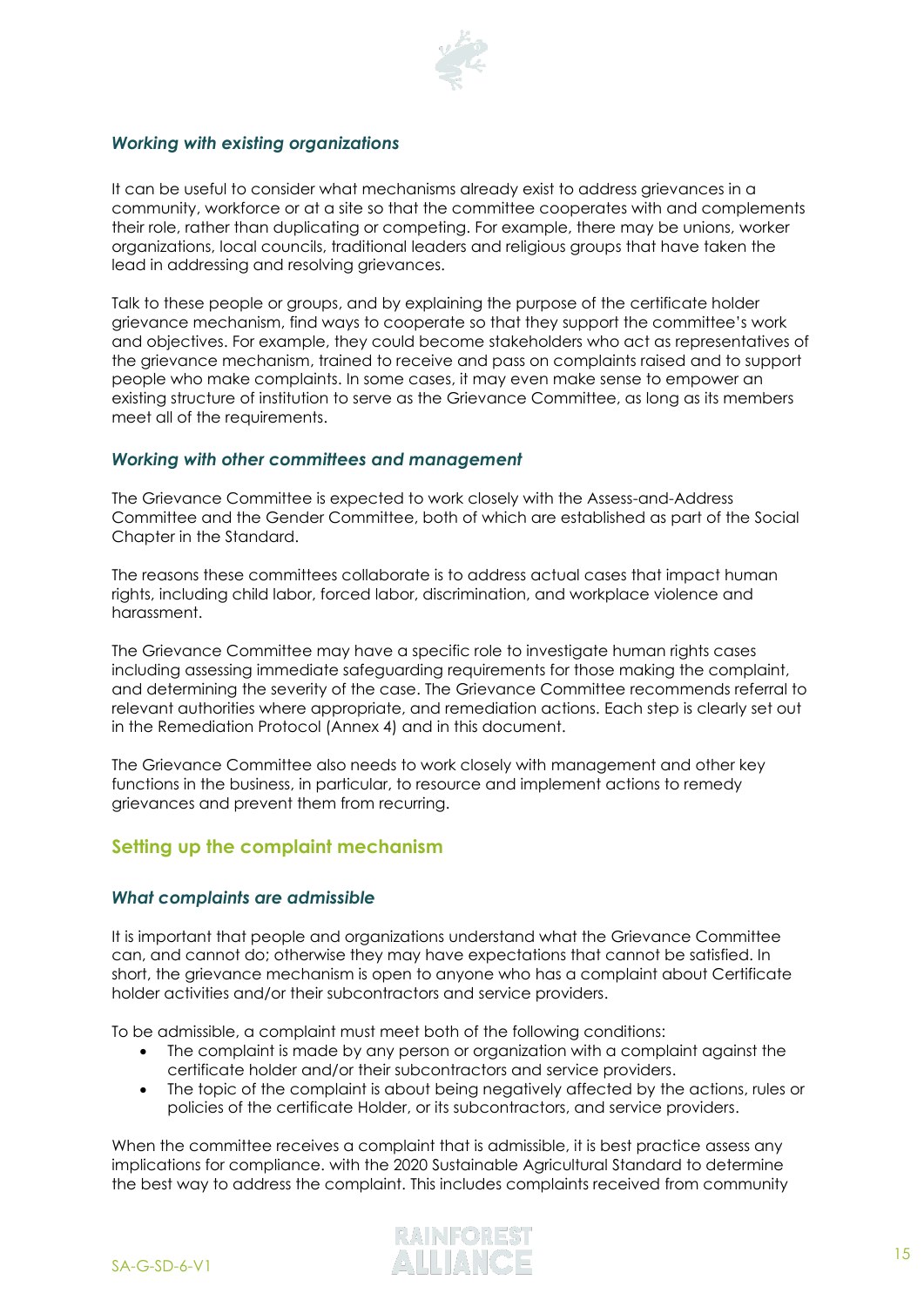### *Working with existing organizations*

It can be useful to consider what mechanisms already exist to address grievances in a community, workforce or at a site so that the committee cooperates with and complements their role, rather than duplicating or competing. For example, there may be unions, worker organizations, local councils, traditional leaders and religious groups that have taken the lead in addressing and resolving grievances.

Talk to these people or groups, and by explaining the purpose of the certificate holder grievance mechanism, find ways to cooperate so that they support the committee's work and objectives. For example, they could become stakeholders who act as representatives of the grievance mechanism, trained to receive and pass on complaints raised and to support people who make complaints. In some cases, it may even make sense to empower an existing structure of institution to serve as the Grievance Committee, as long as its members meet all of the requirements.

### *Working with other committees and management*

The Grievance Committee is expected to work closely with the Assess-and-Address Committee and the Gender Committee, both of which are established as part of the Social Chapter in the Standard.

The reasons these committees collaborate is to address actual cases that impact human rights, including child labor, forced labor, discrimination, and workplace violence and harassment.

The Grievance Committee may have a specific role to investigate human rights cases including assessing immediate safeguarding requirements for those making the complaint, and determining the severity of the case. The Grievance Committee recommends referral to relevant authorities where appropriate, and remediation actions. Each step is clearly set out in the Remediation Protocol (Annex 4) and in this document.

The Grievance Committee also needs to work closely with management and other key functions in the business, in particular, to resource and implement actions to remedy grievances and prevent them from recurring.

## Setting up the complaint mechanism

### *What complaints are admissible*

It is important that people and organizations understand what the Grievance Committee can, and cannot do; otherwise they may have expectations that cannot be satisfied. In short, the grievance mechanism is open to anyone who has a complaint about Certificate holder activities and/or their subcontractors and service providers.

To be admissible, a complaint must meet both of the following conditions:

- The complaint is made by any person or organization with a complaint against the certificate holder and/or their subcontractors and service providers.
- The topic of the complaint is about being negatively affected by the actions, rules or policies of the certificate Holder, or its subcontractors, and service providers.

When the committee receives a complaint that is admissible, it is best practice assess any implications for compliance. with the 2020 Sustainable Agricultural Standard to determine the best way to address the complaint. This includes complaints received from community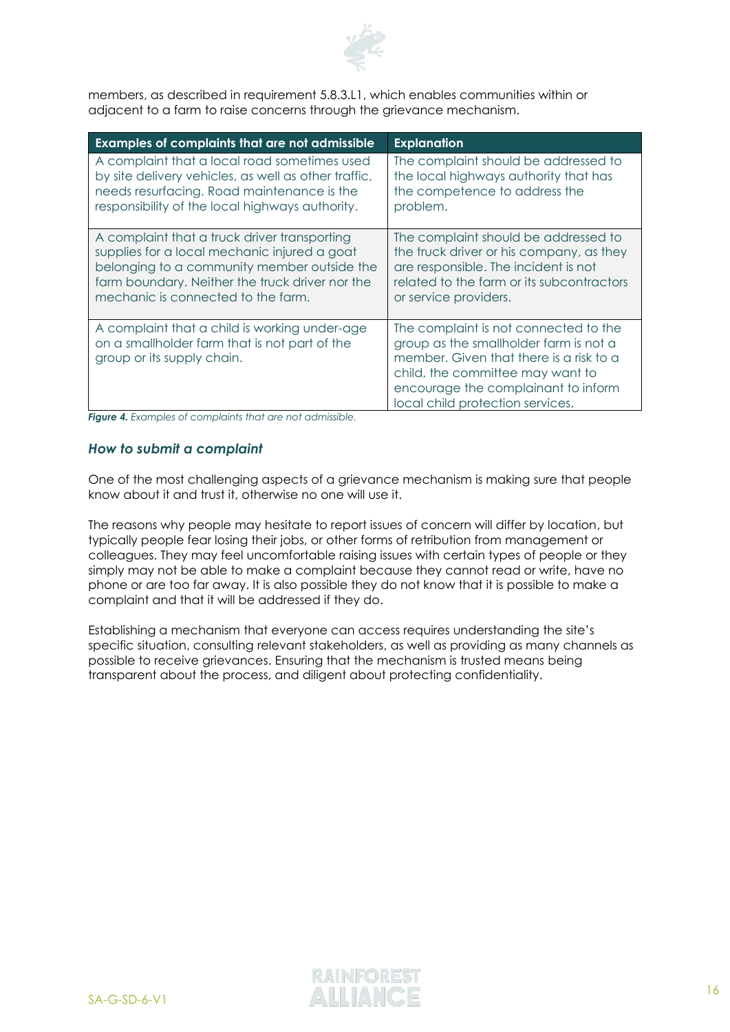members, as described in requirement 5.8.3.L1, which enables communities within or adjacent to a farm to raise concerns through the grievance mechanism.

| Examples of complaints that are not admissible | Explanation |
| --- | --- |
| A complaint that a local road sometimes used by site delivery vehicles, as well as other traffic, needs resurfacing. Road maintenance is the responsibility of the local highways authority. | The complaint should be addressed to the local highways authority that has the competence to address the problem. |
| A complaint that a truck driver transporting supplies for a local mechanic injured a goat belonging to a community member outside the farm boundary. Neither the truck driver nor the mechanic is connected to the farm. | The complaint should be addressed to the truck driver or his company, as they are responsible. The incident is not related to the farm or its subcontractors or service providers. |
| A complaint that a child is working under-age on a smallholder farm that is not part of the group or its supply chain. | The complaint is not connected to the group as the smallholder farm is not a member. Given that there is a risk to a child, the committee may want to encourage the complainant to inform local child protection services. |

***Figure 4.*** *Examples of complaints that are not admissible.*

### *How to submit a complaint*

One of the most challenging aspects of a grievance mechanism is making sure that people know about it and trust it, otherwise no one will use it.

The reasons why people may hesitate to report issues of concern will differ by location, but typically people fear losing their jobs, or other forms of retribution from management or colleagues. They may feel uncomfortable raising issues with certain types of people or they simply may not be able to make a complaint because they cannot read or write, have no phone or are too far away. It is also possible they do not know that it is possible to make a complaint and that it will be addressed if they do.

Establishing a mechanism that everyone can access requires understanding the site's specific situation, consulting relevant stakeholders, as well as providing as many channels as possible to receive grievances. Ensuring that the mechanism is trusted means being transparent about the process, and diligent about protecting confidentiality.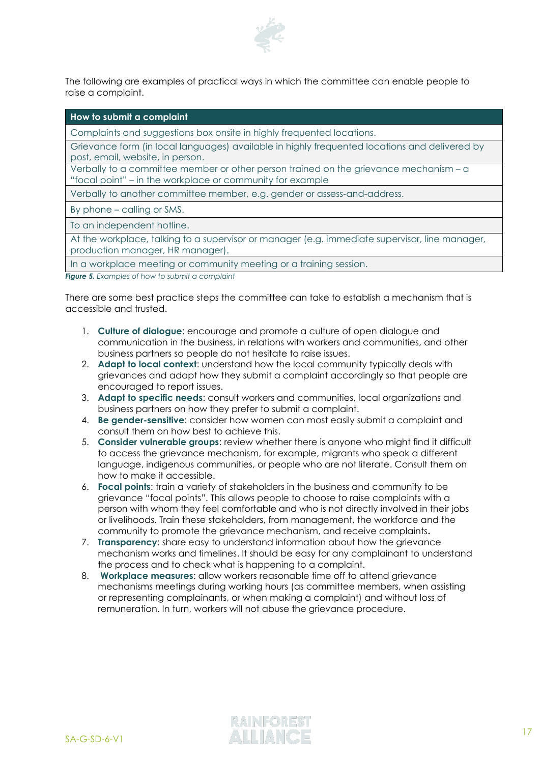The following are examples of practical ways in which the committee can enable people to raise a complaint.

| How to submit a complaint |
| --- |
| Complaints and suggestions box onsite in highly frequented locations. |
| Grievance form (in local languages) available in highly frequented locations and delivered by post, email, website, in person. |
| Verbally to a committee member or other person trained on the grievance mechanism – a "focal point" – in the workplace or community for example |
| Verbally to another committee member, e.g. gender or assess-and-address. |
| By phone – calling or SMS. |
| To an independent hotline. |
| At the workplace, talking to a supervisor or manager (e.g. immediate supervisor, line manager, production manager, HR manager). |
| In a workplace meeting or community meeting or a training session. |

***Figure 5.*** *Examples of how to submit a complaint*

There are some best practice steps the committee can take to establish a mechanism that is accessible and trusted.

1. **Culture of dialogue**: encourage and promote a culture of open dialogue and communication in the business, in relations with workers and communities, and other business partners so people do not hesitate to raise issues.
2. **Adapt to local context**: understand how the local community typically deals with grievances and adapt how they submit a complaint accordingly so that people are encouraged to report issues.
3. **Adapt to specific needs**: consult workers and communities, local organizations and business partners on how they prefer to submit a complaint.
4. **Be gender-sensitive**: consider how women can most easily submit a complaint and consult them on how best to achieve this.
5. **Consider vulnerable groups**: review whether there is anyone who might find it difficult to access the grievance mechanism, for example, migrants who speak a different language, indigenous communities, or people who are not literate. Consult them on how to make it accessible.
6. **Focal points**: train a variety of stakeholders in the business and community to be grievance "focal points". This allows people to choose to raise complaints with a person with whom they feel comfortable and who is not directly involved in their jobs or livelihoods. Train these stakeholders, from management, the workforce and the community to promote the grievance mechanism, and receive complaints.
7. **Transparency**: share easy to understand information about how the grievance mechanism works and timelines. It should be easy for any complainant to understand the process and to check what is happening to a complaint.
8. **Workplace measures**: allow workers reasonable time off to attend grievance mechanisms meetings during working hours (as committee members, when assisting or representing complainants, or when making a complaint) and without loss of remuneration. In turn, workers will not abuse the grievance procedure.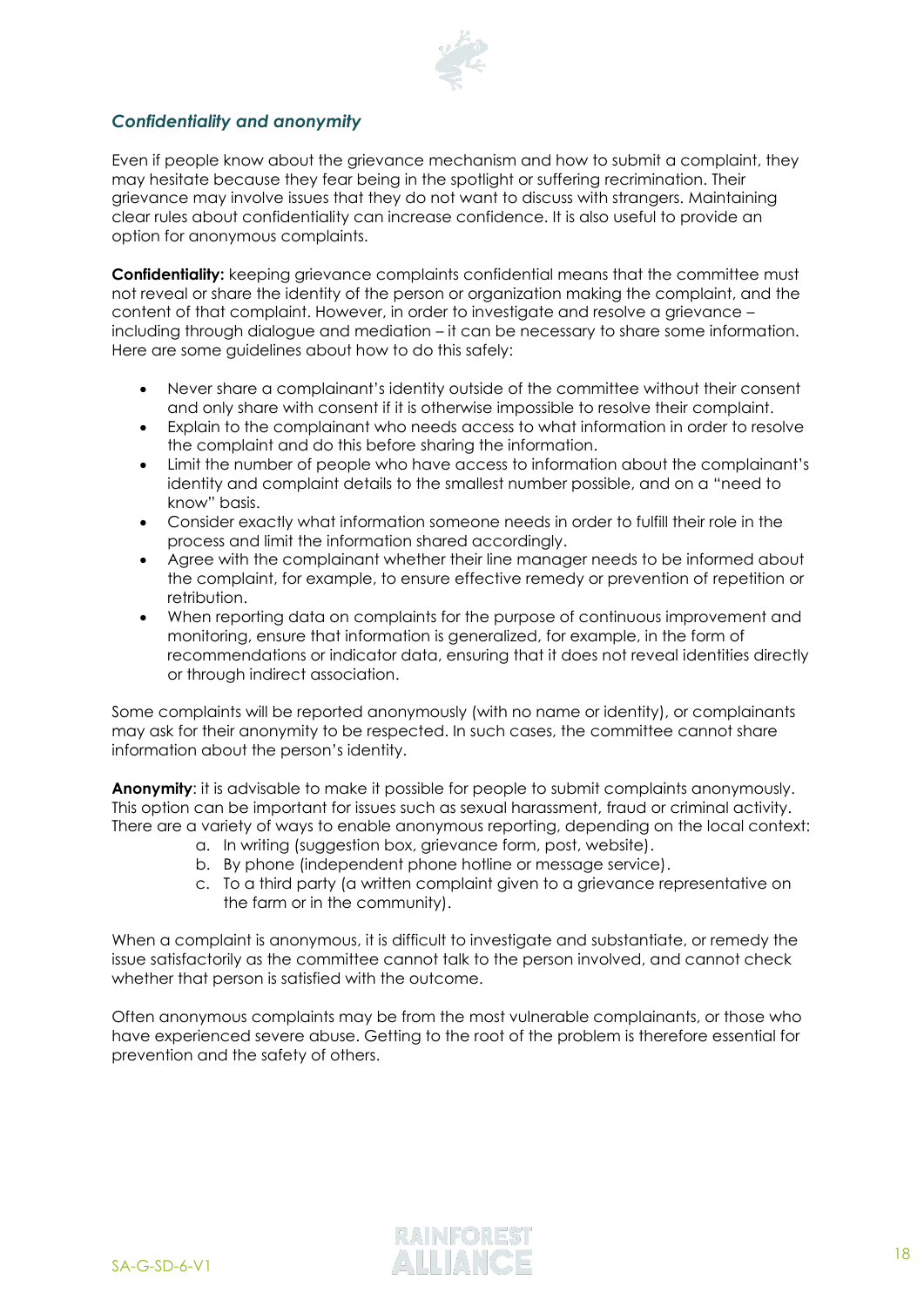### *Confidentiality and anonymity*

Even if people know about the grievance mechanism and how to submit a complaint, they may hesitate because they fear being in the spotlight or suffering recrimination. Their grievance may involve issues that they do not want to discuss with strangers. Maintaining clear rules about confidentiality can increase confidence. It is also useful to provide an option for anonymous complaints.

**Confidentiality:** keeping grievance complaints confidential means that the committee must not reveal or share the identity of the person or organization making the complaint, and the content of that complaint. However, in order to investigate and resolve a grievance – including through dialogue and mediation – it can be necessary to share some information. Here are some guidelines about how to do this safely:

- Never share a complainant's identity outside of the committee without their consent and only share with consent if it is otherwise impossible to resolve their complaint.
- Explain to the complainant who needs access to what information in order to resolve the complaint and do this before sharing the information.
- Limit the number of people who have access to information about the complainant's identity and complaint details to the smallest number possible, and on a "need to know" basis.
- Consider exactly what information someone needs in order to fulfill their role in the process and limit the information shared accordingly.
- Agree with the complainant whether their line manager needs to be informed about the complaint, for example, to ensure effective remedy or prevention of repetition or retribution.
- When reporting data on complaints for the purpose of continuous improvement and monitoring, ensure that information is generalized, for example, in the form of recommendations or indicator data, ensuring that it does not reveal identities directly or through indirect association.

Some complaints will be reported anonymously (with no name or identity), or complainants may ask for their anonymity to be respected. In such cases, the committee cannot share information about the person's identity.

**Anonymity**: it is advisable to make it possible for people to submit complaints anonymously. This option can be important for issues such as sexual harassment, fraud or criminal activity. There are a variety of ways to enable anonymous reporting, depending on the local context:

a. In writing (suggestion box, grievance form, post, website).
b. By phone (independent phone hotline or message service).
c. To a third party (a written complaint given to a grievance representative on the farm or in the community).

When a complaint is anonymous, it is difficult to investigate and substantiate, or remedy the issue satisfactorily as the committee cannot talk to the person involved, and cannot check whether that person is satisfied with the outcome.

Often anonymous complaints may be from the most vulnerable complainants, or those who have experienced severe abuse. Getting to the root of the problem is therefore essential for prevention and the safety of others.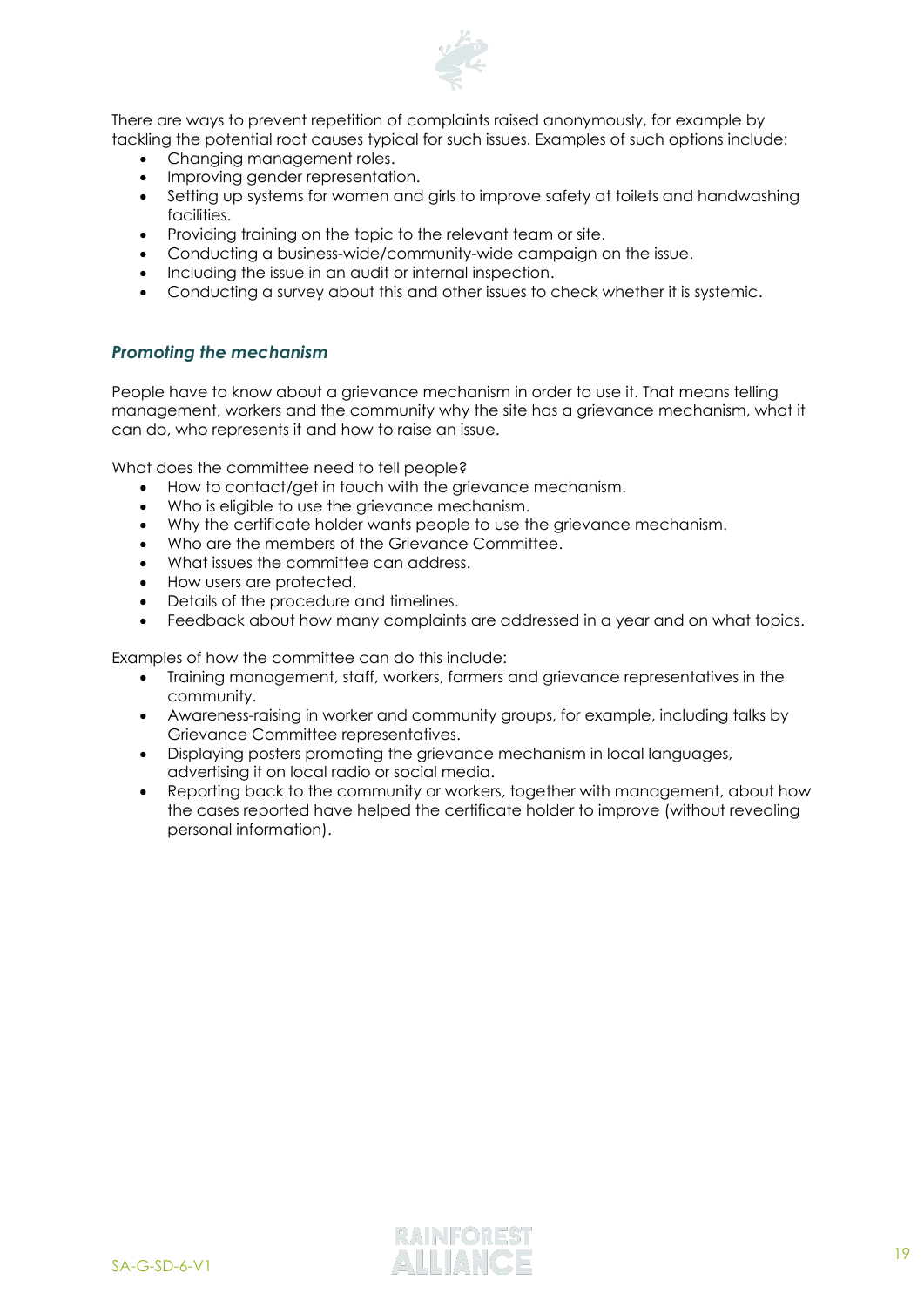There are ways to prevent repetition of complaints raised anonymously, for example by tackling the potential root causes typical for such issues. Examples of such options include:

- Changing management roles.
- Improving gender representation.
- Setting up systems for women and girls to improve safety at toilets and handwashing facilities.
- Providing training on the topic to the relevant team or site.
- Conducting a business-wide/community-wide campaign on the issue.
- Including the issue in an audit or internal inspection.
- Conducting a survey about this and other issues to check whether it is systemic.

### *Promoting the mechanism*

People have to know about a grievance mechanism in order to use it. That means telling management, workers and the community why the site has a grievance mechanism, what it can do, who represents it and how to raise an issue.

What does the committee need to tell people?

- How to contact/get in touch with the grievance mechanism.
- Who is eligible to use the grievance mechanism.
- Why the certificate holder wants people to use the grievance mechanism.
- Who are the members of the Grievance Committee.
- What issues the committee can address.
- How users are protected.
- Details of the procedure and timelines.
- Feedback about how many complaints are addressed in a year and on what topics.

Examples of how the committee can do this include:

- Training management, staff, workers, farmers and grievance representatives in the community.
- Awareness-raising in worker and community groups, for example, including talks by Grievance Committee representatives.
- Displaying posters promoting the grievance mechanism in local languages, advertising it on local radio or social media.
- Reporting back to the community or workers, together with management, about how the cases reported have helped the certificate holder to improve (without revealing personal information).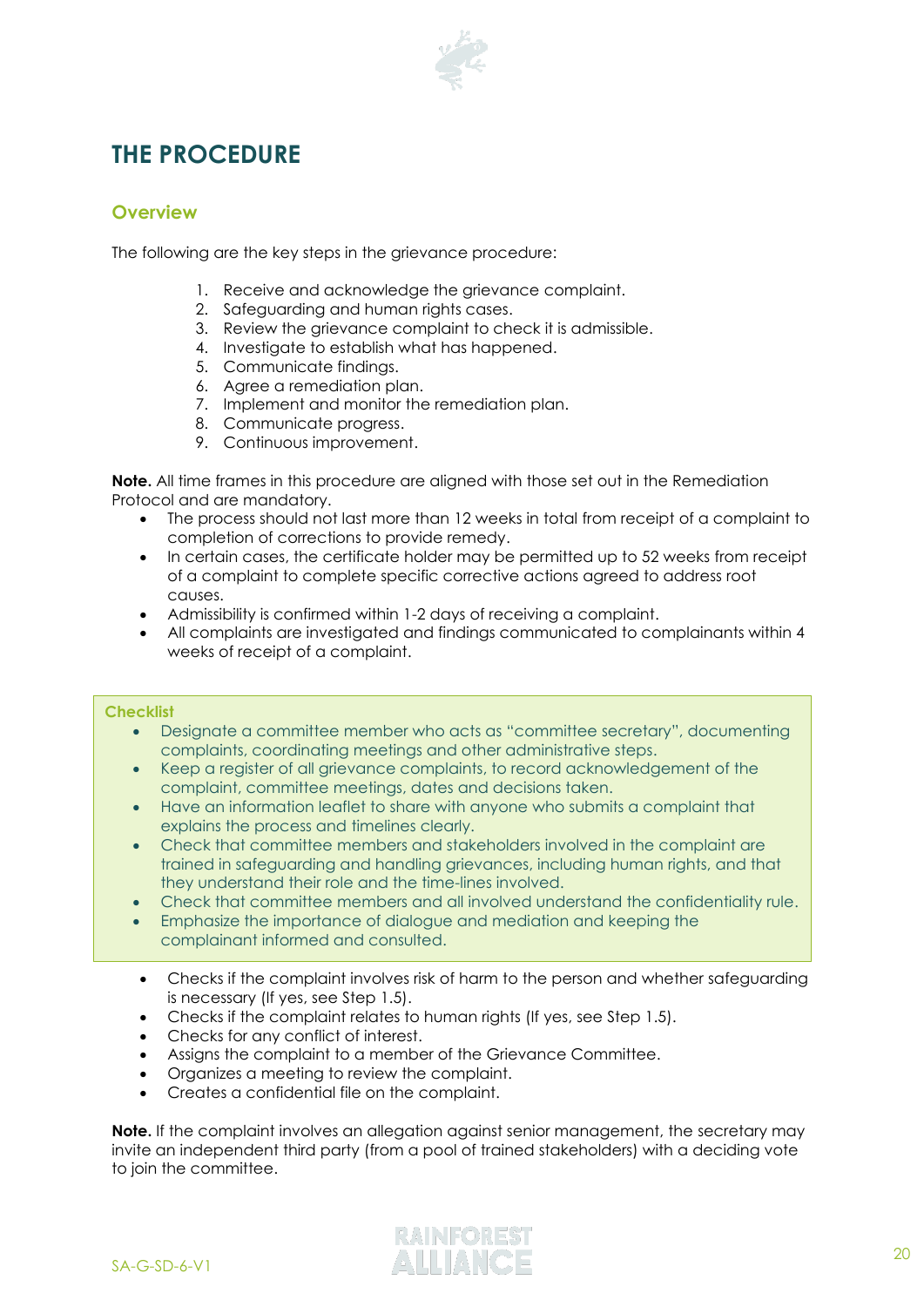# THE PROCEDURE

## Overview

The following are the key steps in the grievance procedure:

1. Receive and acknowledge the grievance complaint.
2. Safeguarding and human rights cases.
3. Review the grievance complaint to check it is admissible.
4. Investigate to establish what has happened.
5. Communicate findings.
6. Agree a remediation plan.
7. Implement and monitor the remediation plan.
8. Communicate progress.
9. Continuous improvement.

**Note.** All time frames in this procedure are aligned with those set out in the Remediation Protocol and are mandatory.

- The process should not last more than 12 weeks in total from receipt of a complaint to completion of corrections to provide remedy.
- In certain cases, the certificate holder may be permitted up to 52 weeks from receipt of a complaint to complete specific corrective actions agreed to address root causes.
- Admissibility is confirmed within 1-2 days of receiving a complaint.
- All complaints are investigated and findings communicated to complainants within 4 weeks of receipt of a complaint.

**Checklist**

- Designate a committee member who acts as "committee secretary", documenting complaints, coordinating meetings and other administrative steps.
- Keep a register of all grievance complaints, to record acknowledgement of the complaint, committee meetings, dates and decisions taken.
- Have an information leaflet to share with anyone who submits a complaint that explains the process and timelines clearly.
- Check that committee members and stakeholders involved in the complaint are trained in safeguarding and handling grievances, including human rights, and that they understand their role and the time-lines involved.
- Check that committee members and all involved understand the confidentiality rule.
- Emphasize the importance of dialogue and mediation and keeping the complainant informed and consulted.

- Checks if the complaint involves risk of harm to the person and whether safeguarding is necessary (If yes, see Step 1.5).
- Checks if the complaint relates to human rights (If yes, see Step 1.5).
- Checks for any conflict of interest.
- Assigns the complaint to a member of the Grievance Committee.
- Organizes a meeting to review the complaint.
- Creates a confidential file on the complaint.

**Note.** If the complaint involves an allegation against senior management, the secretary may invite an independent third party (from a pool of trained stakeholders) with a deciding vote to join the committee.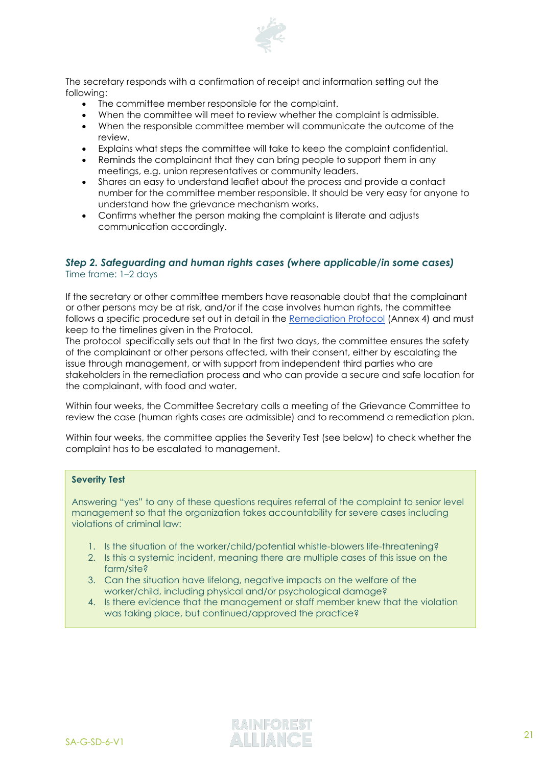The secretary responds with a confirmation of receipt and information setting out the following:

- The committee member responsible for the complaint.
- When the committee will meet to review whether the complaint is admissible.
- When the responsible committee member will communicate the outcome of the review.
- Explains what steps the committee will take to keep the complaint confidential.
- Reminds the complainant that they can bring people to support them in any meetings, e.g. union representatives or community leaders.
- Shares an easy to understand leaflet about the process and provide a contact number for the committee member responsible. It should be very easy for anyone to understand how the grievance mechanism works.
- Confirms whether the person making the complaint is literate and adjusts communication accordingly.

### *Step 2. Safeguarding and human rights cases (where applicable/in some cases)*

Time frame: 1–2 days

If the secretary or other committee members have reasonable doubt that the complainant or other persons may be at risk, and/or if the case involves human rights, the committee follows a specific procedure set out in detail in the [Remediation Protocol] (Annex 4) and must keep to the timelines given in the Protocol.
The protocol specifically sets out that In the first two days, the committee ensures the safety of the complainant or other persons affected, with their consent, either by escalating the issue through management, or with support from independent third parties who are stakeholders in the remediation process and who can provide a secure and safe location for the complainant, with food and water.

Within four weeks, the Committee Secretary calls a meeting of the Grievance Committee to review the case (human rights cases are admissible) and to recommend a remediation plan.

Within four weeks, the committee applies the Severity Test (see below) to check whether the complaint has to be escalated to management.

**Severity Test**

Answering "yes" to any of these questions requires referral of the complaint to senior level management so that the organization takes accountability for severe cases including violations of criminal law:

1. Is the situation of the worker/child/potential whistle-blowers life-threatening?
2. Is this a systemic incident, meaning there are multiple cases of this issue on the farm/site?
3. Can the situation have lifelong, negative impacts on the welfare of the worker/child, including physical and/or psychological damage?
4. Is there evidence that the management or staff member knew that the violation was taking place, but continued/approved the practice?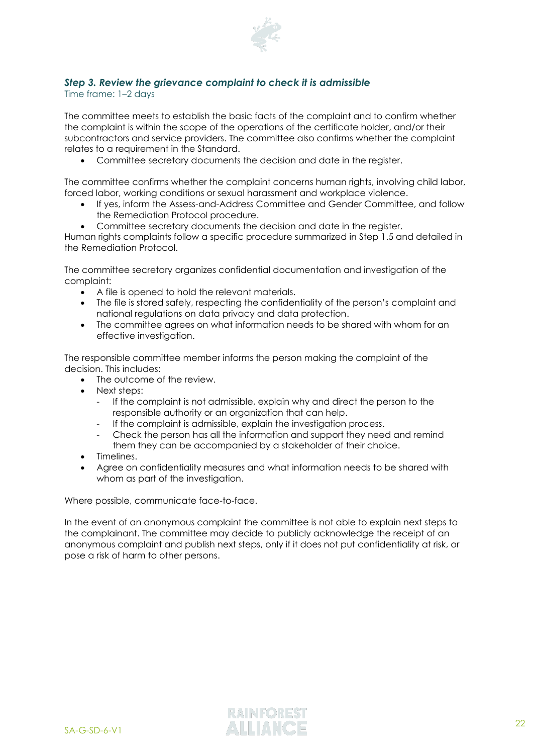### *Step 3. Review the grievance complaint to check it is admissible*

Time frame: 1–2 days

The committee meets to establish the basic facts of the complaint and to confirm whether the complaint is within the scope of the operations of the certificate holder, and/or their subcontractors and service providers. The committee also confirms whether the complaint relates to a requirement in the Standard.

- Committee secretary documents the decision and date in the register.

The committee confirms whether the complaint concerns human rights, involving child labor, forced labor, working conditions or sexual harassment and workplace violence.

- If yes, inform the Assess-and-Address Committee and Gender Committee, and follow the Remediation Protocol procedure.
- Committee secretary documents the decision and date in the register.

Human rights complaints follow a specific procedure summarized in Step 1.5 and detailed in the Remediation Protocol.

The committee secretary organizes confidential documentation and investigation of the complaint:

- A file is opened to hold the relevant materials.
- The file is stored safely, respecting the confidentiality of the person's complaint and national regulations on data privacy and data protection.
- The committee agrees on what information needs to be shared with whom for an effective investigation.

The responsible committee member informs the person making the complaint of the decision. This includes:

- The outcome of the review.
- Next steps:
  - If the complaint is not admissible, explain why and direct the person to the responsible authority or an organization that can help.
  - If the complaint is admissible, explain the investigation process.
  - Check the person has all the information and support they need and remind them they can be accompanied by a stakeholder of their choice.
- Timelines.
- Agree on confidentiality measures and what information needs to be shared with whom as part of the investigation.

Where possible, communicate face-to-face.

In the event of an anonymous complaint the committee is not able to explain next steps to the complainant. The committee may decide to publicly acknowledge the receipt of an anonymous complaint and publish next steps, only if it does not put confidentiality at risk, or pose a risk of harm to other persons.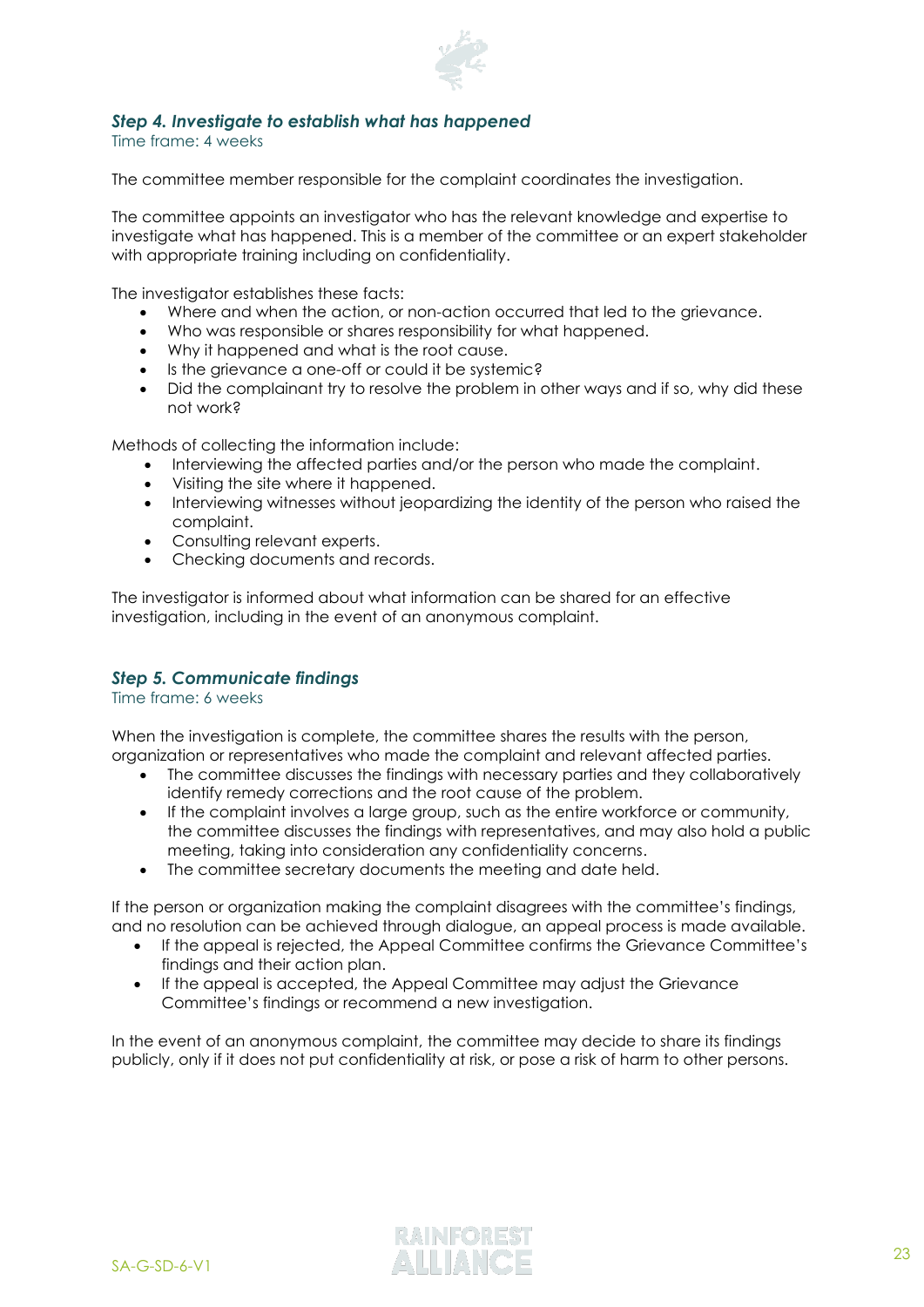### *Step 4. Investigate to establish what has happened*

Time frame: 4 weeks

The committee member responsible for the complaint coordinates the investigation.

The committee appoints an investigator who has the relevant knowledge and expertise to investigate what has happened. This is a member of the committee or an expert stakeholder with appropriate training including on confidentiality.

The investigator establishes these facts:

- Where and when the action, or non-action occurred that led to the grievance.
- Who was responsible or shares responsibility for what happened.
- Why it happened and what is the root cause.
- Is the grievance a one-off or could it be systemic?
- Did the complainant try to resolve the problem in other ways and if so, why did these not work?

Methods of collecting the information include:

- Interviewing the affected parties and/or the person who made the complaint.
- Visiting the site where it happened.
- Interviewing witnesses without jeopardizing the identity of the person who raised the complaint.
- Consulting relevant experts.
- Checking documents and records.

The investigator is informed about what information can be shared for an effective investigation, including in the event of an anonymous complaint.

### *Step 5. Communicate findings*

Time frame: 6 weeks

When the investigation is complete, the committee shares the results with the person, organization or representatives who made the complaint and relevant affected parties.

- The committee discusses the findings with necessary parties and they collaboratively identify remedy corrections and the root cause of the problem.
- If the complaint involves a large group, such as the entire workforce or community, the committee discusses the findings with representatives, and may also hold a public meeting, taking into consideration any confidentiality concerns.
- The committee secretary documents the meeting and date held.

If the person or organization making the complaint disagrees with the committee's findings, and no resolution can be achieved through dialogue, an appeal process is made available.

- If the appeal is rejected, the Appeal Committee confirms the Grievance Committee's findings and their action plan.
- If the appeal is accepted, the Appeal Committee may adjust the Grievance Committee's findings or recommend a new investigation.

In the event of an anonymous complaint, the committee may decide to share its findings publicly, only if it does not put confidentiality at risk, or pose a risk of harm to other persons.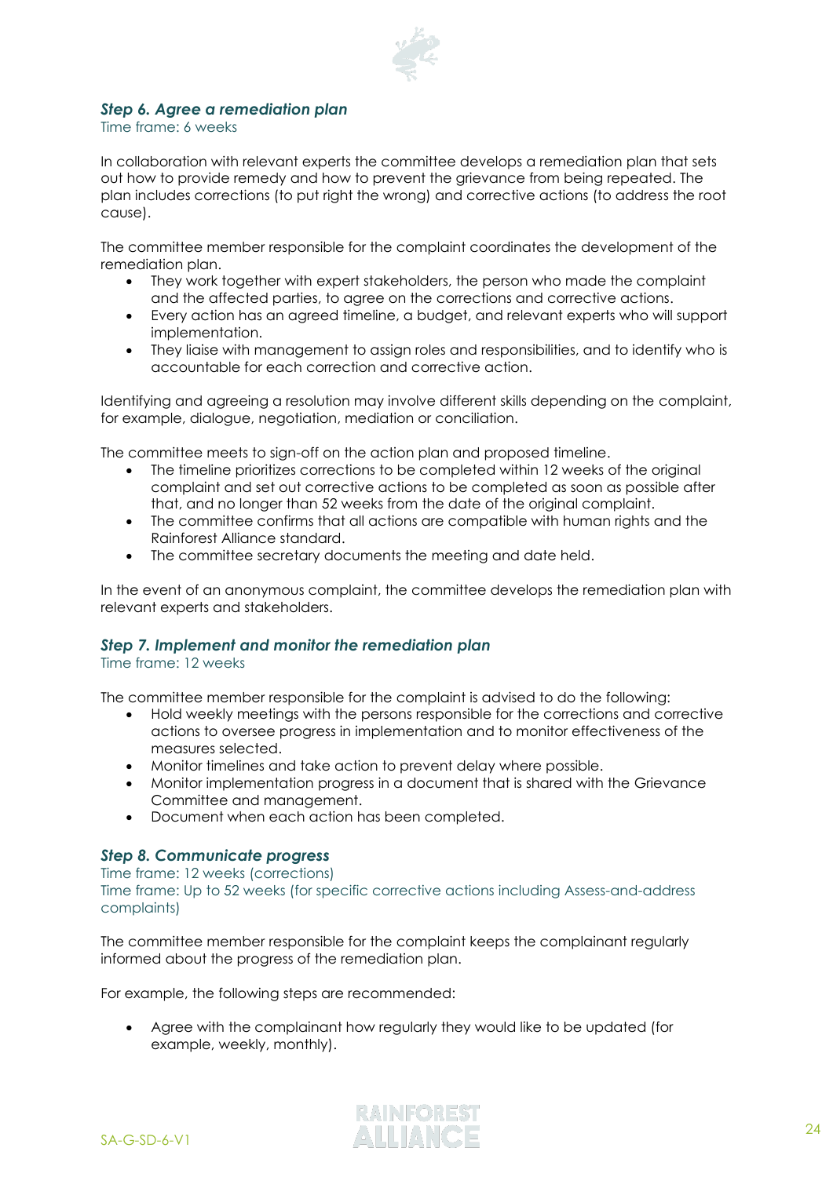### *Step 6. Agree a remediation plan*

Time frame: 6 weeks

In collaboration with relevant experts the committee develops a remediation plan that sets out how to provide remedy and how to prevent the grievance from being repeated. The plan includes corrections (to put right the wrong) and corrective actions (to address the root cause).

The committee member responsible for the complaint coordinates the development of the remediation plan.

- They work together with expert stakeholders, the person who made the complaint and the affected parties, to agree on the corrections and corrective actions.
- Every action has an agreed timeline, a budget, and relevant experts who will support implementation.
- They liaise with management to assign roles and responsibilities, and to identify who is accountable for each correction and corrective action.

Identifying and agreeing a resolution may involve different skills depending on the complaint, for example, dialogue, negotiation, mediation or conciliation.

The committee meets to sign-off on the action plan and proposed timeline.

- The timeline prioritizes corrections to be completed within 12 weeks of the original complaint and set out corrective actions to be completed as soon as possible after that, and no longer than 52 weeks from the date of the original complaint.
- The committee confirms that all actions are compatible with human rights and the Rainforest Alliance standard.
- The committee secretary documents the meeting and date held.

In the event of an anonymous complaint, the committee develops the remediation plan with relevant experts and stakeholders.

### *Step 7. Implement and monitor the remediation plan*

Time frame: 12 weeks

The committee member responsible for the complaint is advised to do the following:

- Hold weekly meetings with the persons responsible for the corrections and corrective actions to oversee progress in implementation and to monitor effectiveness of the measures selected.
- Monitor timelines and take action to prevent delay where possible.
- Monitor implementation progress in a document that is shared with the Grievance Committee and management.
- Document when each action has been completed.

### *Step 8. Communicate progress*

Time frame: 12 weeks (corrections)
Time frame: Up to 52 weeks (for specific corrective actions including Assess-and-address complaints)

The committee member responsible for the complaint keeps the complainant regularly informed about the progress of the remediation plan.

For example, the following steps are recommended:

- Agree with the complainant how regularly they would like to be updated (for example, weekly, monthly).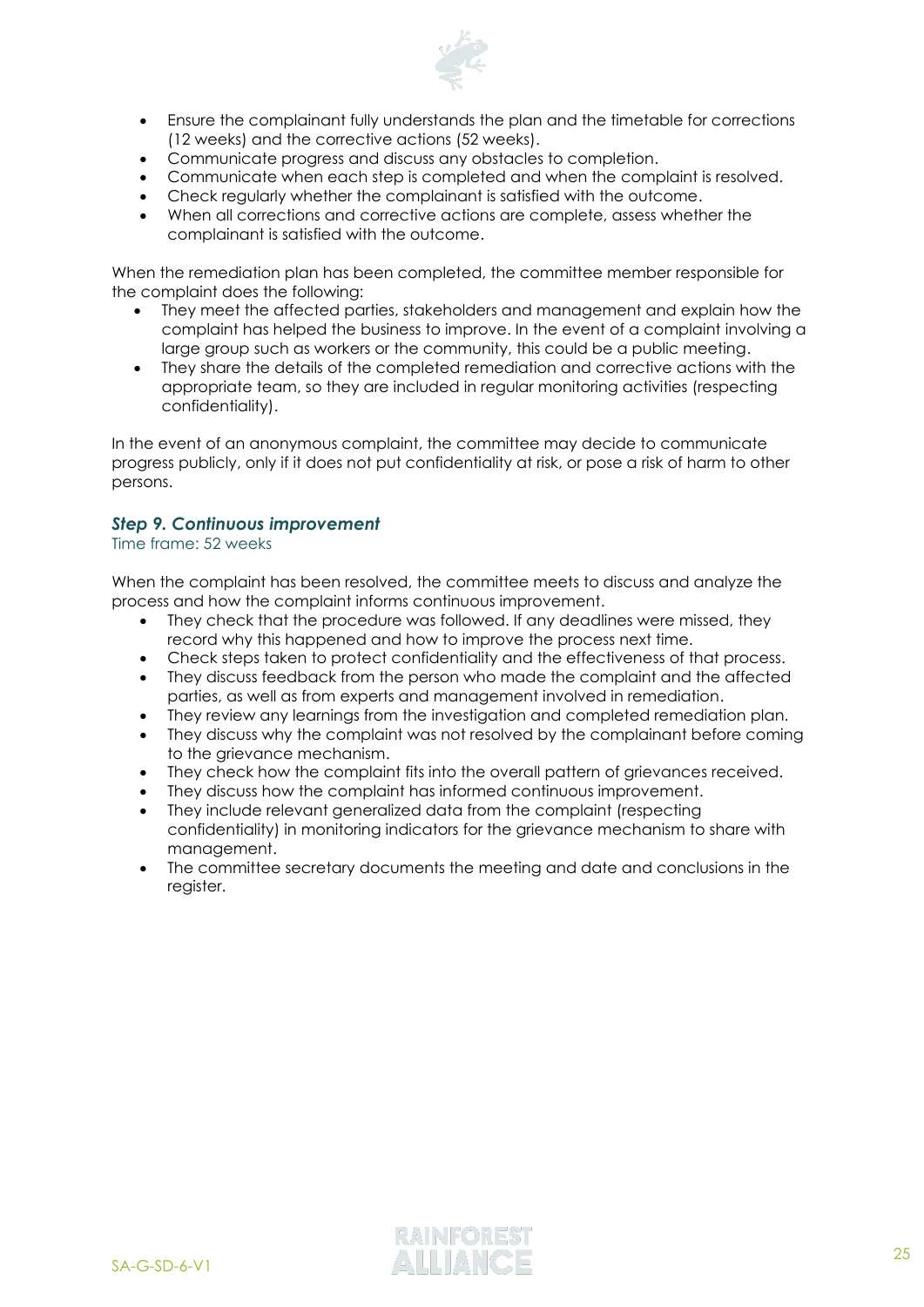- Ensure the complainant fully understands the plan and the timetable for corrections (12 weeks) and the corrective actions (52 weeks).
- Communicate progress and discuss any obstacles to completion.
- Communicate when each step is completed and when the complaint is resolved.
- Check regularly whether the complainant is satisfied with the outcome.
- When all corrections and corrective actions are complete, assess whether the complainant is satisfied with the outcome.

When the remediation plan has been completed, the committee member responsible for the complaint does the following:

- They meet the affected parties, stakeholders and management and explain how the complaint has helped the business to improve. In the event of a complaint involving a large group such as workers or the community, this could be a public meeting.
- They share the details of the completed remediation and corrective actions with the appropriate team, so they are included in regular monitoring activities (respecting confidentiality).

In the event of an anonymous complaint, the committee may decide to communicate progress publicly, only if it does not put confidentiality at risk, or pose a risk of harm to other persons.

### *Step 9. Continuous improvement*

Time frame: 52 weeks

When the complaint has been resolved, the committee meets to discuss and analyze the process and how the complaint informs continuous improvement.

- They check that the procedure was followed. If any deadlines were missed, they record why this happened and how to improve the process next time.
- Check steps taken to protect confidentiality and the effectiveness of that process.
- They discuss feedback from the person who made the complaint and the affected parties, as well as from experts and management involved in remediation.
- They review any learnings from the investigation and completed remediation plan.
- They discuss why the complaint was not resolved by the complainant before coming to the grievance mechanism.
- They check how the complaint fits into the overall pattern of grievances received.
- They discuss how the complaint has informed continuous improvement.
- They include relevant generalized data from the complaint (respecting confidentiality) in monitoring indicators for the grievance mechanism to share with management.
- The committee secretary documents the meeting and date and conclusions in the register.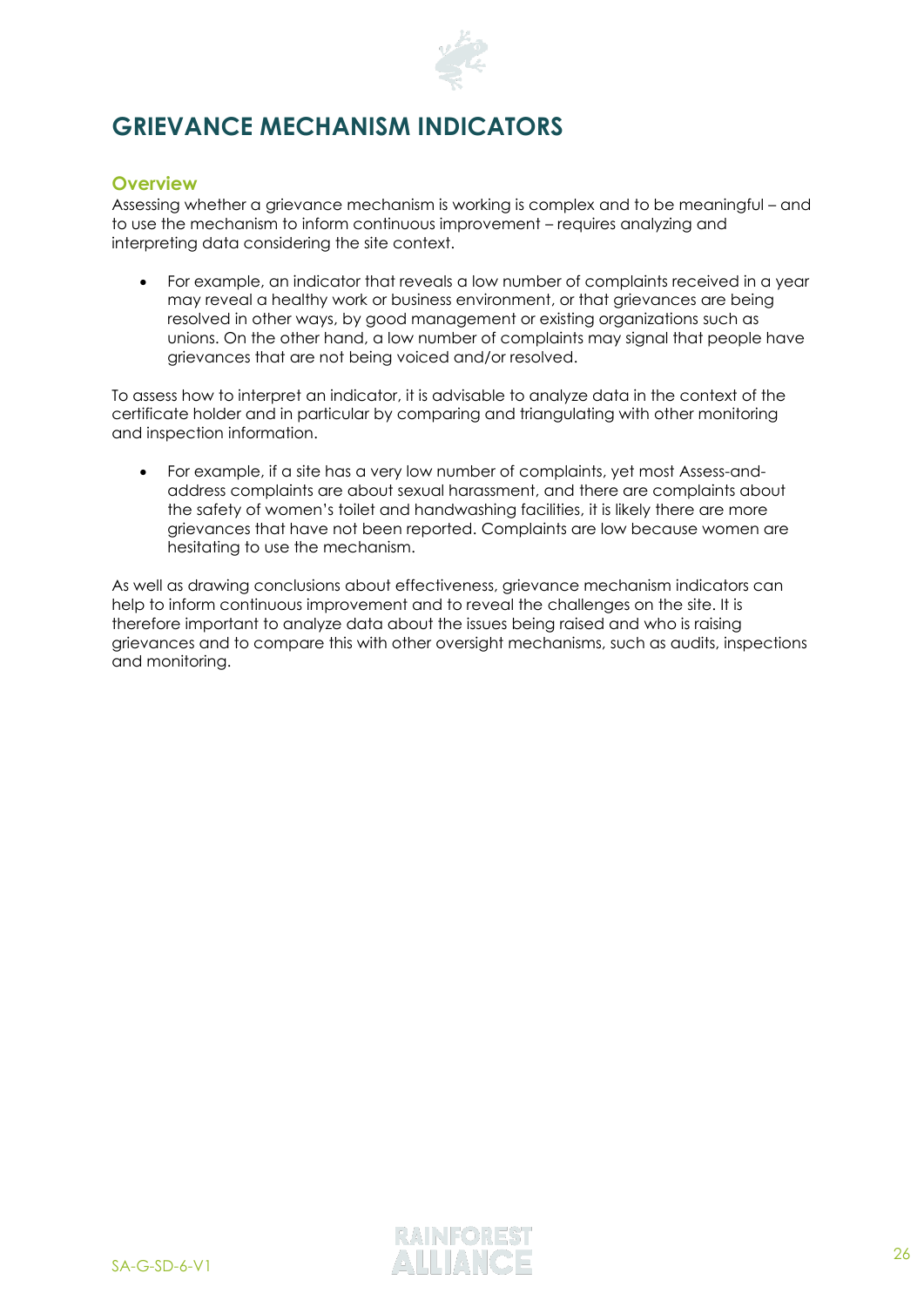# GRIEVANCE MECHANISM INDICATORS

## Overview

Assessing whether a grievance mechanism is working is complex and to be meaningful – and to use the mechanism to inform continuous improvement – requires analyzing and interpreting data considering the site context.

- For example, an indicator that reveals a low number of complaints received in a year may reveal a healthy work or business environment, or that grievances are being resolved in other ways, by good management or existing organizations such as unions. On the other hand, a low number of complaints may signal that people have grievances that are not being voiced and/or resolved.

To assess how to interpret an indicator, it is advisable to analyze data in the context of the certificate holder and in particular by comparing and triangulating with other monitoring and inspection information.

- For example, if a site has a very low number of complaints, yet most Assess-and-address complaints are about sexual harassment, and there are complaints about the safety of women's toilet and handwashing facilities, it is likely there are more grievances that have not been reported. Complaints are low because women are hesitating to use the mechanism.

As well as drawing conclusions about effectiveness, grievance mechanism indicators can help to inform continuous improvement and to reveal the challenges on the site. It is therefore important to analyze data about the issues being raised and who is raising grievances and to compare this with other oversight mechanisms, such as audits, inspections and monitoring.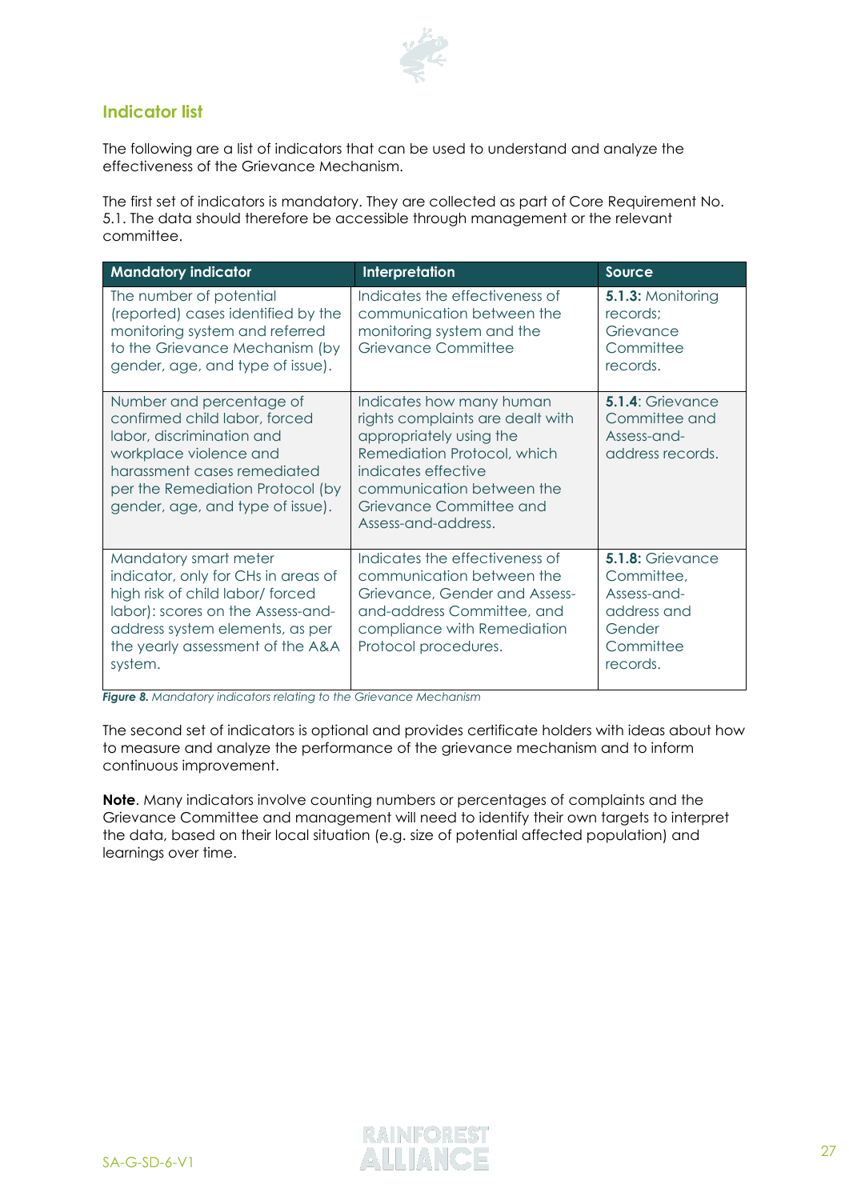## Indicator list

The following are a list of indicators that can be used to understand and analyze the effectiveness of the Grievance Mechanism.

The first set of indicators is mandatory. They are collected as part of Core Requirement No. 5.1. The data should therefore be accessible through management or the relevant committee.

| Mandatory indicator | Interpretation | Source |
|---|---|---|
| The number of potential (reported) cases identified by the monitoring system and referred to the Grievance Mechanism (by gender, age, and type of issue). | Indicates the effectiveness of communication between the monitoring system and the Grievance Committee | **5.1.3:** Monitoring records; Grievance Committee records. |
| Number and percentage of confirmed child labor, forced labor, discrimination and workplace violence and harassment cases remediated per the Remediation Protocol (by gender, age, and type of issue). | Indicates how many human rights complaints are dealt with appropriately using the Remediation Protocol, which indicates effective communication between the Grievance Committee and Assess-and-address. | **5.1.4**: Grievance Committee and Assess-and-address records. |
| Mandatory smart meter indicator, only for CHs in areas of high risk of child labor/ forced labor): scores on the Assess-and-address system elements, as per the yearly assessment of the A&A system. | Indicates the effectiveness of communication between the Grievance, Gender and Assess-and-address Committee, and compliance with Remediation Protocol procedures. | **5.1.8:** Grievance Committee, Assess-and-address and Gender Committee records. |

***Figure 8.*** *Mandatory indicators relating to the Grievance Mechanism*

The second set of indicators is optional and provides certificate holders with ideas about how to measure and analyze the performance of the grievance mechanism and to inform continuous improvement.

**Note**. Many indicators involve counting numbers or percentages of complaints and the Grievance Committee and management will need to identify their own targets to interpret the data, based on their local situation (e.g. size of potential affected population) and learnings over time.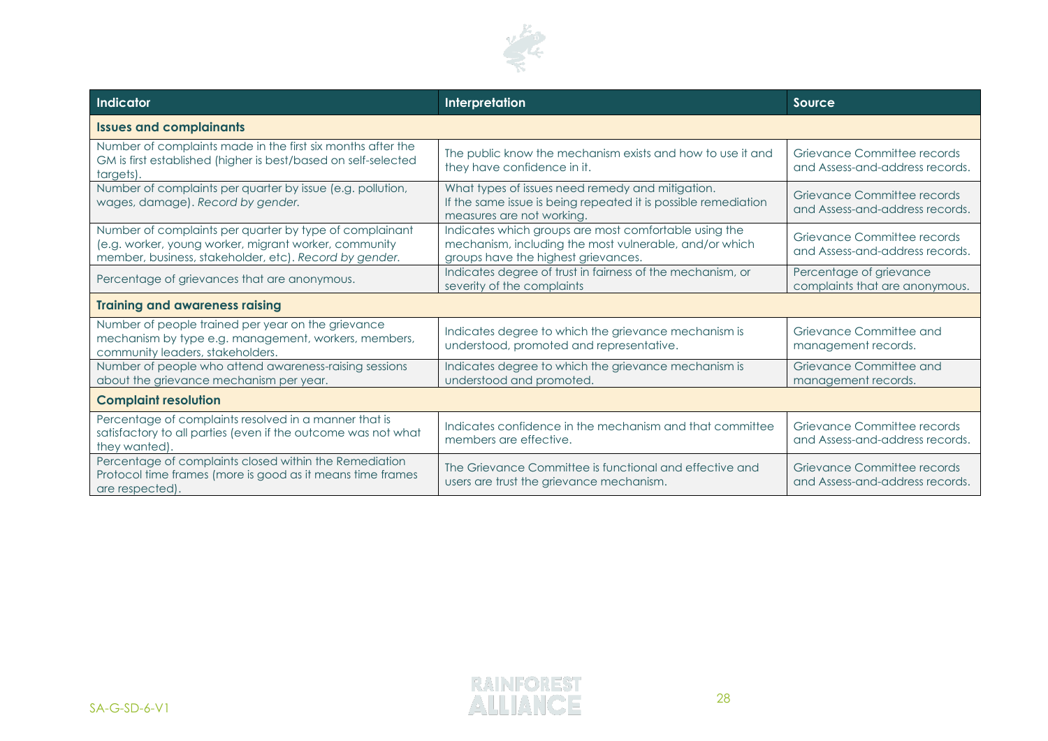| Indicator | Interpretation | Source |
|---|---|---|
| **Issues and complainants** | | |
| Number of complaints made in the first six months after the GM is first established (higher is best/based on self-selected targets). | The public know the mechanism exists and how to use it and they have confidence in it. | Grievance Committee records and Assess-and-address records. |
| Number of complaints per quarter by issue (e.g. pollution, wages, damage). *Record by gender.* | What types of issues need remedy and mitigation. If the same issue is being repeated it is possible remediation measures are not working. | Grievance Committee records and Assess-and-address records. |
| Number of complaints per quarter by type of complainant (e.g. worker, young worker, migrant worker, community member, business, stakeholder, etc). *Record by gender.* | Indicates which groups are most comfortable using the mechanism, including the most vulnerable, and/or which groups have the highest grievances. | Grievance Committee records and Assess-and-address records. |
| Percentage of grievances that are anonymous. | Indicates degree of trust in fairness of the mechanism, or severity of the complaints | Percentage of grievance complaints that are anonymous. |
| **Training and awareness raising** | | |
| Number of people trained per year on the grievance mechanism by type e.g. management, workers, members, community leaders, stakeholders. | Indicates degree to which the grievance mechanism is understood, promoted and representative. | Grievance Committee and management records. |
| Number of people who attend awareness-raising sessions about the grievance mechanism per year. | Indicates degree to which the grievance mechanism is understood and promoted. | Grievance Committee and management records. |
| **Complaint resolution** | | |
| Percentage of complaints resolved in a manner that is satisfactory to all parties (even if the outcome was not what they wanted). | Indicates confidence in the mechanism and that committee members are effective. | Grievance Committee records and Assess-and-address records. |
| Percentage of complaints closed within the Remediation Protocol time frames (more is good as it means time frames are respected). | The Grievance Committee is functional and effective and users are trust the grievance mechanism. | Grievance Committee records and Assess-and-address records. |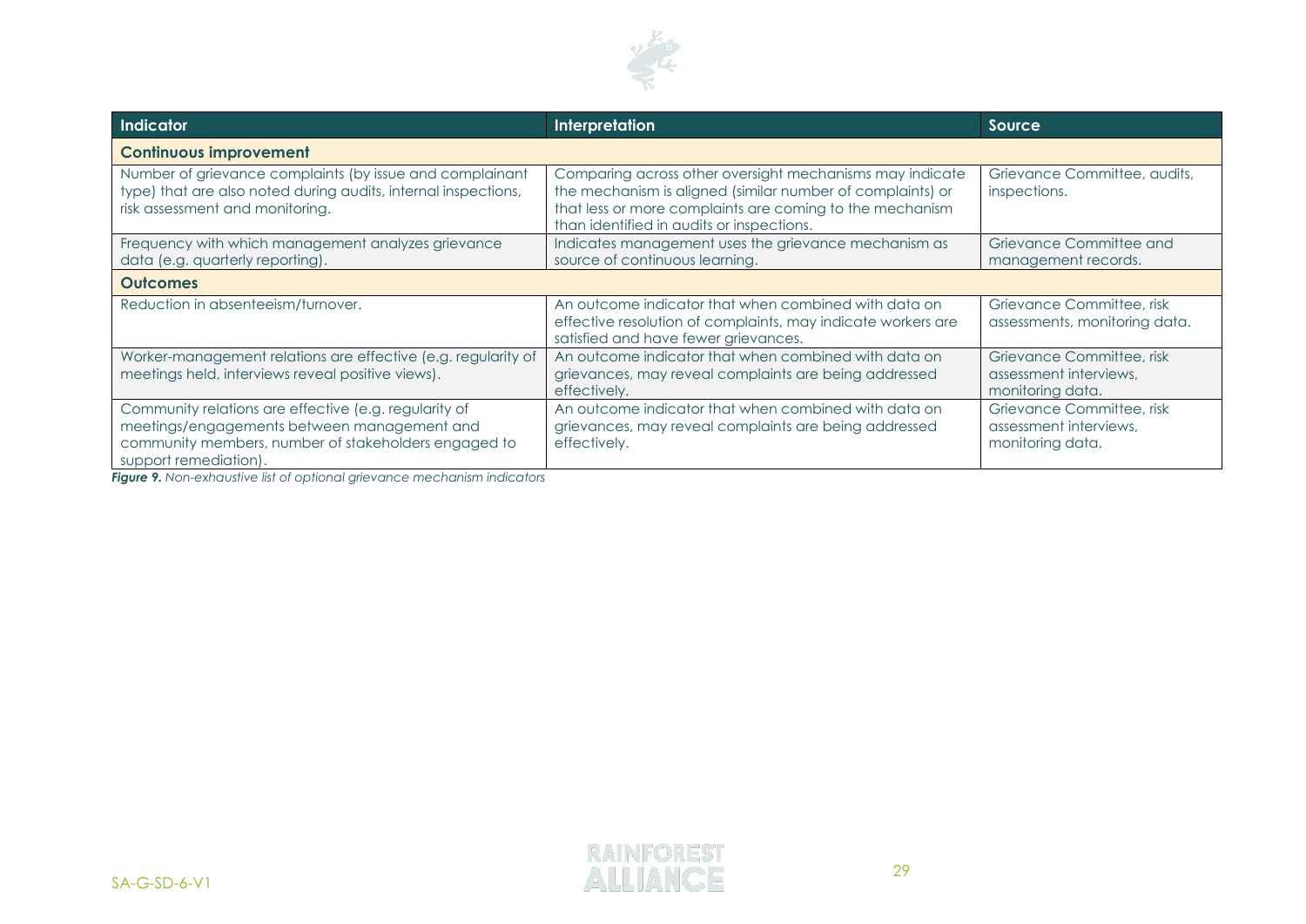| Indicator | Interpretation | Source |
|---|---|---|
| **Continuous improvement** | | |
| Number of grievance complaints (by issue and complainant type) that are also noted during audits, internal inspections, risk assessment and monitoring. | Comparing across other oversight mechanisms may indicate the mechanism is aligned (similar number of complaints) or that less or more complaints are coming to the mechanism than identified in audits or inspections. | Grievance Committee, audits, inspections. |
| Frequency with which management analyzes grievance data (e.g. quarterly reporting). | Indicates management uses the grievance mechanism as source of continuous learning. | Grievance Committee and management records. |
| **Outcomes** | | |
| Reduction in absenteeism/turnover. | An outcome indicator that when combined with data on effective resolution of complaints, may indicate workers are satisfied and have fewer grievances. | Grievance Committee, risk assessments, monitoring data. |
| Worker-management relations are effective (e.g. regularity of meetings held, interviews reveal positive views). | An outcome indicator that when combined with data on grievances, may reveal complaints are being addressed effectively. | Grievance Committee, risk assessment interviews, monitoring data. |
| Community relations are effective (e.g. regularity of meetings/engagements between management and community members, number of stakeholders engaged to support remediation). | An outcome indicator that when combined with data on grievances, may reveal complaints are being addressed effectively. | Grievance Committee, risk assessment interviews, monitoring data. |

***Figure 9.*** *Non-exhaustive list of optional grievance mechanism indicators*